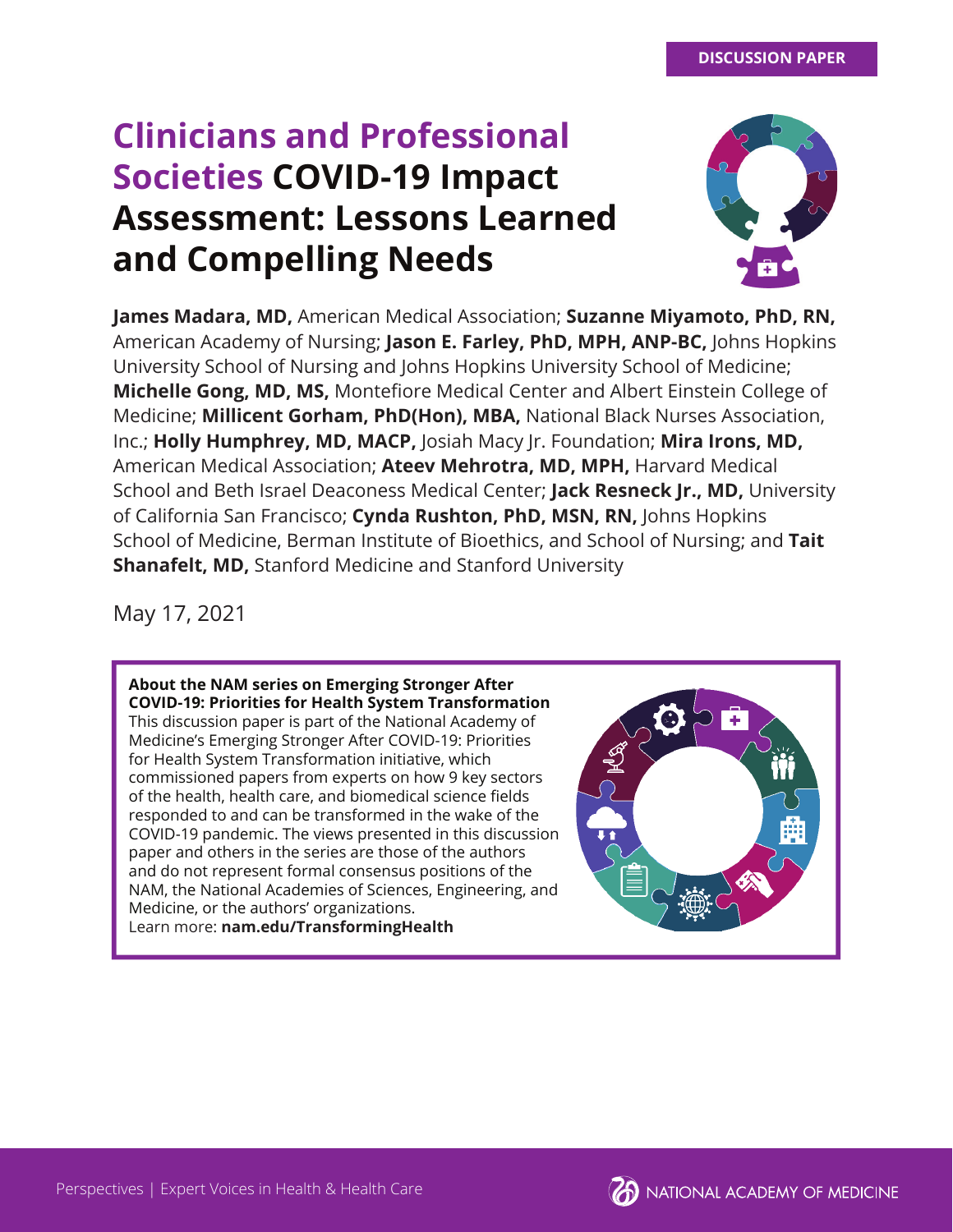DISCUSSION PAPER

# Clinicians and Professional Societies COVID-19 Impact Assessment: Lessons Learned and Compelling Needs

**James Madara, MD,** American Medical Association; **Suzanne Miyamoto, PhD, RN,** American Academy of Nursing; **Jason E. Farley, PhD, MPH, ANP-BC,** Johns Hopkins University School of Nursing and Johns Hopkins University School of Medicine; **Michelle Gong, MD, MS,** Montefiore Medical Center and Albert Einstein College of Medicine; **Millicent Gorham, PhD(Hon), MBA,** National Black Nurses Association, Inc.; **Holly Humphrey, MD, MACP,** Josiah Macy Jr. Foundation; **Mira Irons, MD,** American Medical Association; **Ateev Mehrotra, MD, MPH,** Harvard Medical School and Beth Israel Deaconess Medical Center; **Jack Resneck Jr., MD,** University of California San Francisco; **Cynda Rushton, PhD, MSN, RN,** Johns Hopkins School of Medicine, Berman Institute of Bioethics, and School of Nursing; and **Tait Shanafelt, MD,** Stanford Medicine and Stanford University

May 17, 2021

**About the NAM series on Emerging Stronger After COVID-19: Priorities for Health System Transformation**
This discussion paper is part of the National Academy of Medicine's Emerging Stronger After COVID-19: Priorities for Health System Transformation initiative, which commissioned papers from experts on how 9 key sectors of the health, health care, and biomedical science fields responded to and can be transformed in the wake of the COVID-19 pandemic. The views presented in this discussion paper and others in the series are those of the authors and do not represent formal consensus positions of the NAM, the National Academies of Sciences, Engineering, and Medicine, or the authors' organizations.
Learn more: **nam.edu/TransformingHealth**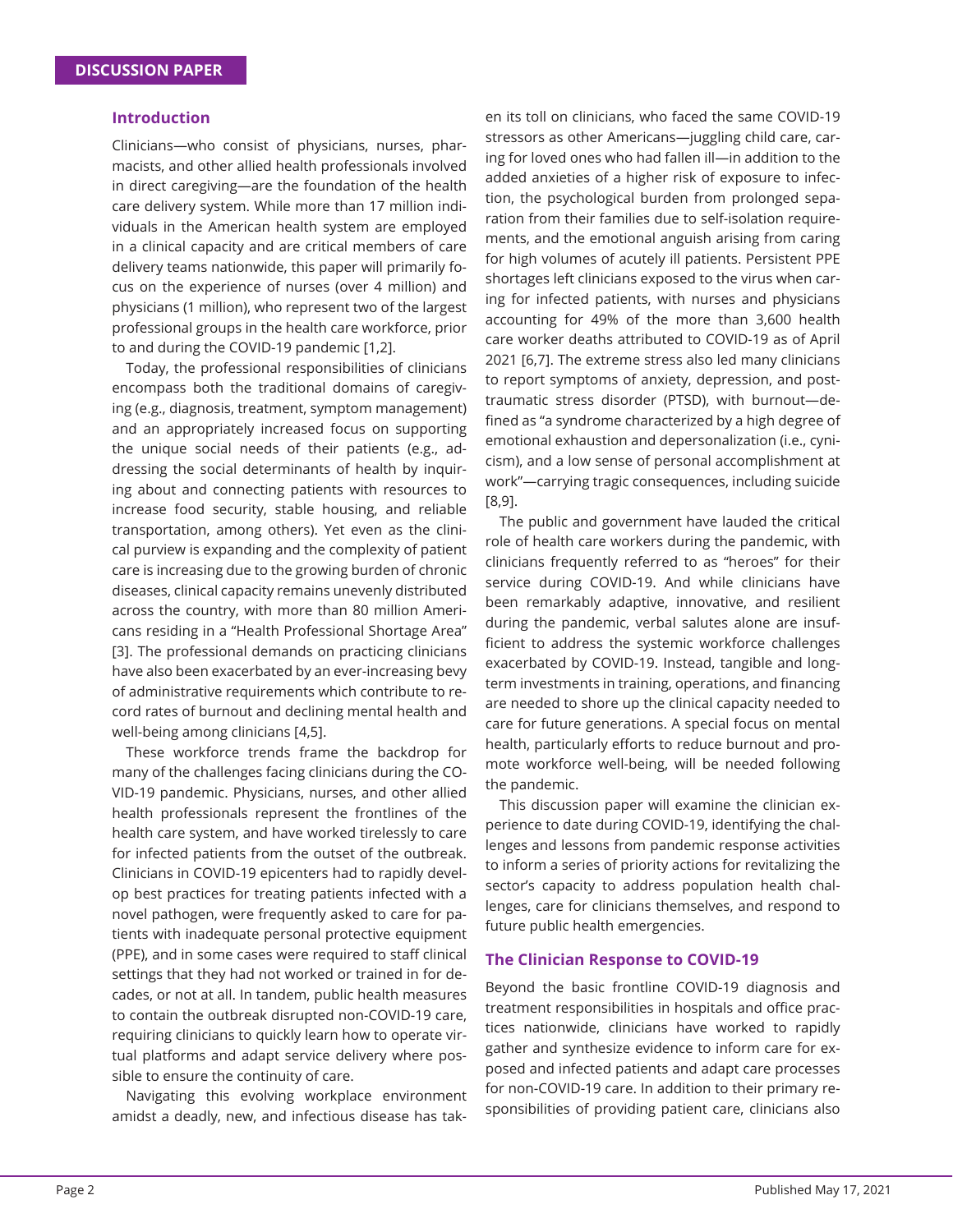## Introduction

Clinicians—who consist of physicians, nurses, pharmacists, and other allied health professionals involved in direct caregiving—are the foundation of the health care delivery system. While more than 17 million individuals in the American health system are employed in a clinical capacity and are critical members of care delivery teams nationwide, this paper will primarily focus on the experience of nurses (over 4 million) and physicians (1 million), who represent two of the largest professional groups in the health care workforce, prior to and during the COVID-19 pandemic [1,2].

Today, the professional responsibilities of clinicians encompass both the traditional domains of caregiving (e.g., diagnosis, treatment, symptom management) and an appropriately increased focus on supporting the unique social needs of their patients (e.g., addressing the social determinants of health by inquiring about and connecting patients with resources to increase food security, stable housing, and reliable transportation, among others). Yet even as the clinical purview is expanding and the complexity of patient care is increasing due to the growing burden of chronic diseases, clinical capacity remains unevenly distributed across the country, with more than 80 million Americans residing in a "Health Professional Shortage Area" [3]. The professional demands on practicing clinicians have also been exacerbated by an ever-increasing bevy of administrative requirements which contribute to record rates of burnout and declining mental health and well-being among clinicians [4,5].

These workforce trends frame the backdrop for many of the challenges facing clinicians during the COVID-19 pandemic. Physicians, nurses, and other allied health professionals represent the frontlines of the health care system, and have worked tirelessly to care for infected patients from the outset of the outbreak. Clinicians in COVID-19 epicenters had to rapidly develop best practices for treating patients infected with a novel pathogen, were frequently asked to care for patients with inadequate personal protective equipment (PPE), and in some cases were required to staff clinical settings that they had not worked or trained in for decades, or not at all. In tandem, public health measures to contain the outbreak disrupted non-COVID-19 care, requiring clinicians to quickly learn how to operate virtual platforms and adapt service delivery where possible to ensure the continuity of care.

Navigating this evolving workplace environment amidst a deadly, new, and infectious disease has taken its toll on clinicians, who faced the same COVID-19 stressors as other Americans—juggling child care, caring for loved ones who had fallen ill—in addition to the added anxieties of a higher risk of exposure to infection, the psychological burden from prolonged separation from their families due to self-isolation requirements, and the emotional anguish arising from caring for high volumes of acutely ill patients. Persistent PPE shortages left clinicians exposed to the virus when caring for infected patients, with nurses and physicians accounting for 49% of the more than 3,600 health care worker deaths attributed to COVID-19 as of April 2021 [6,7]. The extreme stress also led many clinicians to report symptoms of anxiety, depression, and post-traumatic stress disorder (PTSD), with burnout—defined as "a syndrome characterized by a high degree of emotional exhaustion and depersonalization (i.e., cynicism), and a low sense of personal accomplishment at work"—carrying tragic consequences, including suicide [8,9].

The public and government have lauded the critical role of health care workers during the pandemic, with clinicians frequently referred to as "heroes" for their service during COVID-19. And while clinicians have been remarkably adaptive, innovative, and resilient during the pandemic, verbal salutes alone are insufficient to address the systemic workforce challenges exacerbated by COVID-19. Instead, tangible and long-term investments in training, operations, and financing are needed to shore up the clinical capacity needed to care for future generations. A special focus on mental health, particularly efforts to reduce burnout and promote workforce well-being, will be needed following the pandemic.

This discussion paper will examine the clinician experience to date during COVID-19, identifying the challenges and lessons from pandemic response activities to inform a series of priority actions for revitalizing the sector's capacity to address population health challenges, care for clinicians themselves, and respond to future public health emergencies.

## The Clinician Response to COVID-19

Beyond the basic frontline COVID-19 diagnosis and treatment responsibilities in hospitals and office practices nationwide, clinicians have worked to rapidly gather and synthesize evidence to inform care for exposed and infected patients and adapt care processes for non-COVID-19 care. In addition to their primary responsibilities of providing patient care, clinicians also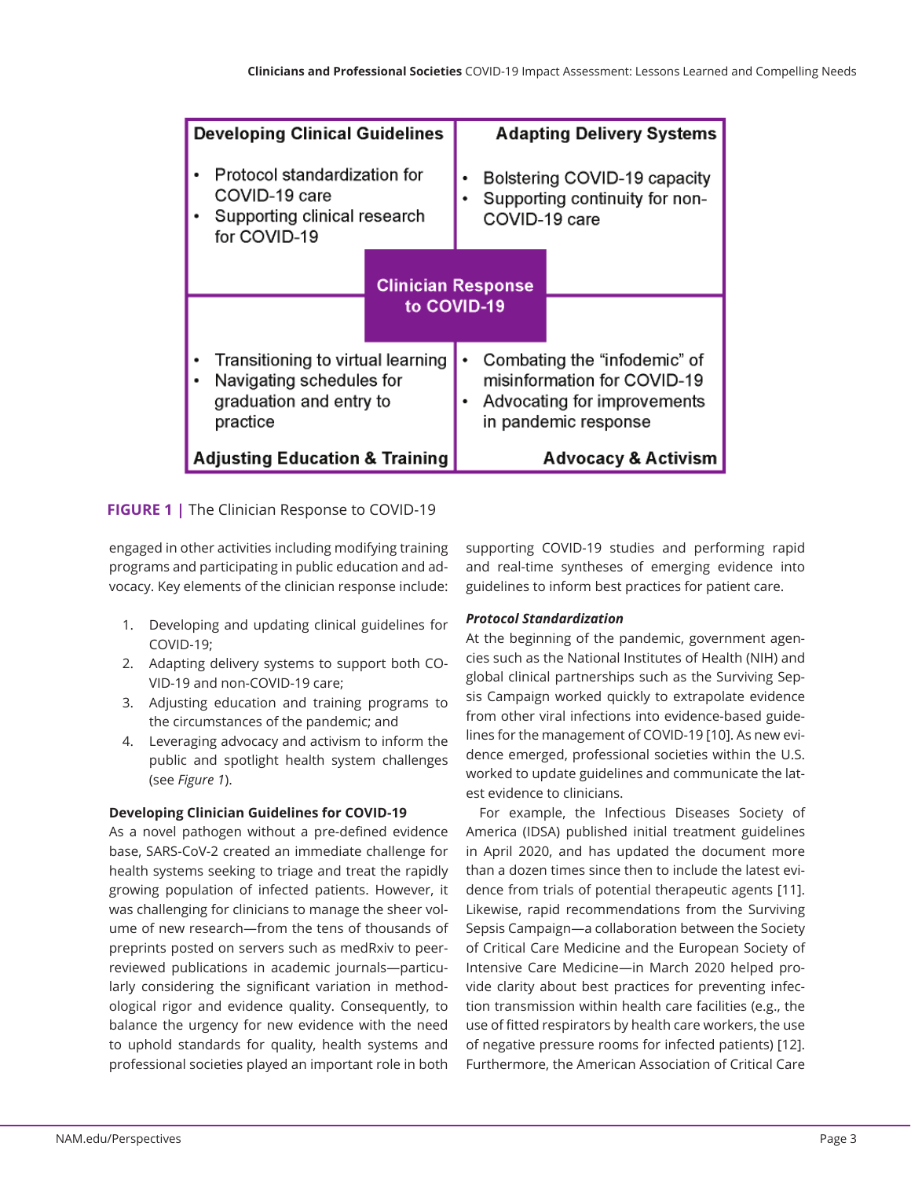| Developing Clinical Guidelines | Adapting Delivery Systems |
|---|---|
| • Protocol standardization for COVID-19 care<br>• Supporting clinical research for COVID-19 | • Bolstering COVID-19 capacity<br>• Supporting continuity for non-COVID-19 care |
| **Clinician Response to COVID-19** | |
| • Transitioning to virtual learning<br>• Navigating schedules for graduation and entry to practice | • Combating the "infodemic" of misinformation for COVID-19<br>• Advocating for improvements in pandemic response |
| **Adjusting Education & Training** | **Advocacy & Activism** |

**FIGURE 1 |** The Clinician Response to COVID-19

engaged in other activities including modifying training programs and participating in public education and advocacy. Key elements of the clinician response include:

1. Developing and updating clinical guidelines for COVID-19;
2. Adapting delivery systems to support both COVID-19 and non-COVID-19 care;
3. Adjusting education and training programs to the circumstances of the pandemic; and
4. Leveraging advocacy and activism to inform the public and spotlight health system challenges (see *Figure 1*).

**Developing Clinician Guidelines for COVID-19**

As a novel pathogen without a pre-defined evidence base, SARS-CoV-2 created an immediate challenge for health systems seeking to triage and treat the rapidly growing population of infected patients. However, it was challenging for clinicians to manage the sheer volume of new research—from the tens of thousands of preprints posted on servers such as medRxiv to peer-reviewed publications in academic journals—particularly considering the significant variation in methodological rigor and evidence quality. Consequently, to balance the urgency for new evidence with the need to uphold standards for quality, health systems and professional societies played an important role in both supporting COVID-19 studies and performing rapid and real-time syntheses of emerging evidence into guidelines to inform best practices for patient care.

***Protocol Standardization***

At the beginning of the pandemic, government agencies such as the National Institutes of Health (NIH) and global clinical partnerships such as the Surviving Sepsis Campaign worked quickly to extrapolate evidence from other viral infections into evidence-based guidelines for the management of COVID-19 [10]. As new evidence emerged, professional societies within the U.S. worked to update guidelines and communicate the latest evidence to clinicians.

For example, the Infectious Diseases Society of America (IDSA) published initial treatment guidelines in April 2020, and has updated the document more than a dozen times since then to include the latest evidence from trials of potential therapeutic agents [11]. Likewise, rapid recommendations from the Surviving Sepsis Campaign—a collaboration between the Society of Critical Care Medicine and the European Society of Intensive Care Medicine—in March 2020 helped provide clarity about best practices for preventing infection transmission within health care facilities (e.g., the use of fitted respirators by health care workers, the use of negative pressure rooms for infected patients) [12]. Furthermore, the American Association of Critical Care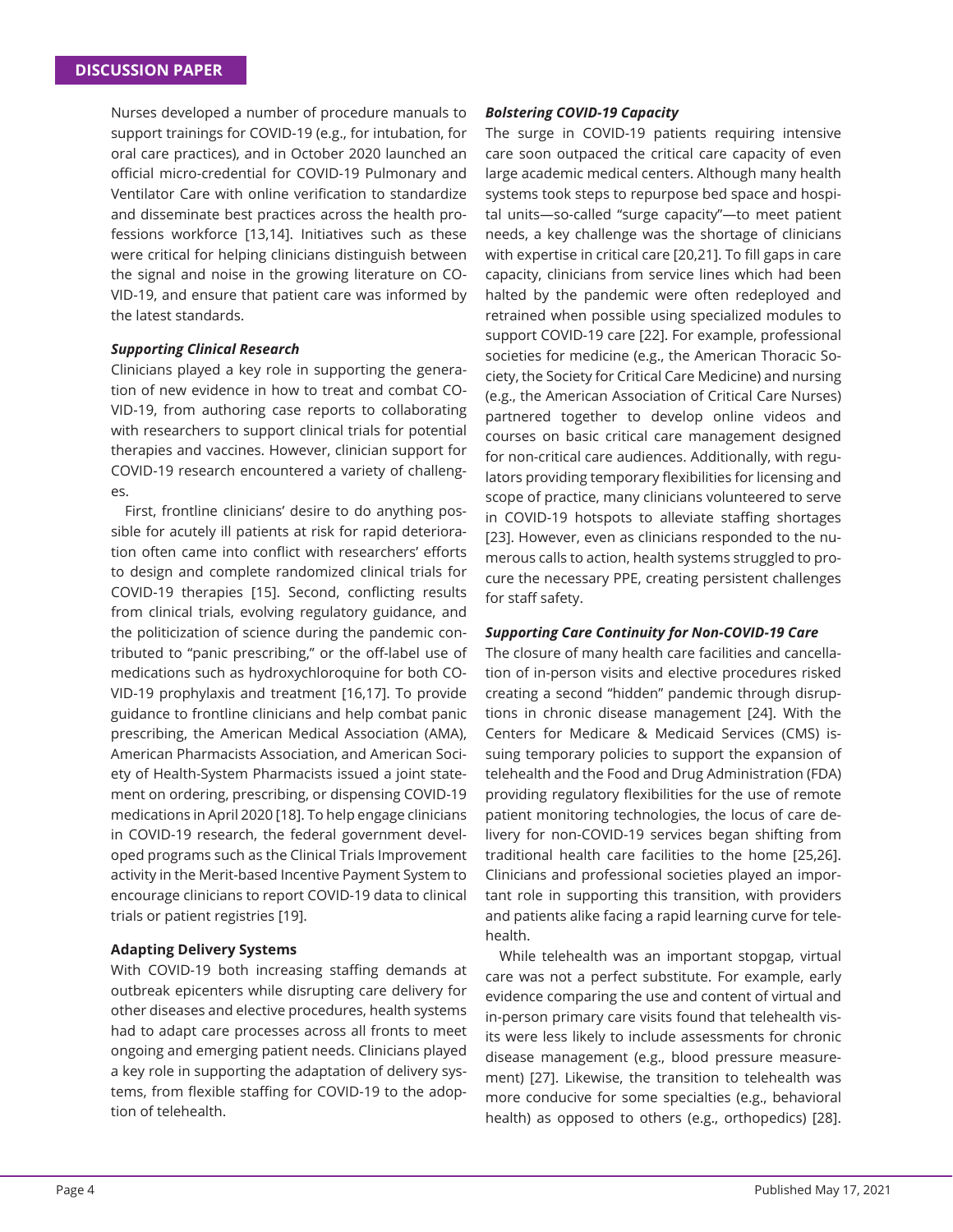Nurses developed a number of procedure manuals to support trainings for COVID-19 (e.g., for intubation, for oral care practices), and in October 2020 launched an official micro-credential for COVID-19 Pulmonary and Ventilator Care with online verification to standardize and disseminate best practices across the health professions workforce [13,14]. Initiatives such as these were critical for helping clinicians distinguish between the signal and noise in the growing literature on COVID-19, and ensure that patient care was informed by the latest standards.

#### *Supporting Clinical Research*

Clinicians played a key role in supporting the generation of new evidence in how to treat and combat COVID-19, from authoring case reports to collaborating with researchers to support clinical trials for potential therapies and vaccines. However, clinician support for COVID-19 research encountered a variety of challenges.

First, frontline clinicians' desire to do anything possible for acutely ill patients at risk for rapid deterioration often came into conflict with researchers' efforts to design and complete randomized clinical trials for COVID-19 therapies [15]. Second, conflicting results from clinical trials, evolving regulatory guidance, and the politicization of science during the pandemic contributed to "panic prescribing," or the off-label use of medications such as hydroxychloroquine for both COVID-19 prophylaxis and treatment [16,17]. To provide guidance to frontline clinicians and help combat panic prescribing, the American Medical Association (AMA), American Pharmacists Association, and American Society of Health-System Pharmacists issued a joint statement on ordering, prescribing, or dispensing COVID-19 medications in April 2020 [18]. To help engage clinicians in COVID-19 research, the federal government developed programs such as the Clinical Trials Improvement activity in the Merit-based Incentive Payment System to encourage clinicians to report COVID-19 data to clinical trials or patient registries [19].

### Adapting Delivery Systems

With COVID-19 both increasing staffing demands at outbreak epicenters while disrupting care delivery for other diseases and elective procedures, health systems had to adapt care processes across all fronts to meet ongoing and emerging patient needs. Clinicians played a key role in supporting the adaptation of delivery systems, from flexible staffing for COVID-19 to the adoption of telehealth.

#### *Bolstering COVID-19 Capacity*

The surge in COVID-19 patients requiring intensive care soon outpaced the critical care capacity of even large academic medical centers. Although many health systems took steps to repurpose bed space and hospital units—so-called "surge capacity"—to meet patient needs, a key challenge was the shortage of clinicians with expertise in critical care [20,21]. To fill gaps in care capacity, clinicians from service lines which had been halted by the pandemic were often redeployed and retrained when possible using specialized modules to support COVID-19 care [22]. For example, professional societies for medicine (e.g., the American Thoracic Society, the Society for Critical Care Medicine) and nursing (e.g., the American Association of Critical Care Nurses) partnered together to develop online videos and courses on basic critical care management designed for non-critical care audiences. Additionally, with regulators providing temporary flexibilities for licensing and scope of practice, many clinicians volunteered to serve in COVID-19 hotspots to alleviate staffing shortages [23]. However, even as clinicians responded to the numerous calls to action, health systems struggled to procure the necessary PPE, creating persistent challenges for staff safety.

#### *Supporting Care Continuity for Non-COVID-19 Care*

The closure of many health care facilities and cancellation of in-person visits and elective procedures risked creating a second "hidden" pandemic through disruptions in chronic disease management [24]. With the Centers for Medicare & Medicaid Services (CMS) issuing temporary policies to support the expansion of telehealth and the Food and Drug Administration (FDA) providing regulatory flexibilities for the use of remote patient monitoring technologies, the locus of care delivery for non-COVID-19 services began shifting from traditional health care facilities to the home [25,26]. Clinicians and professional societies played an important role in supporting this transition, with providers and patients alike facing a rapid learning curve for telehealth.

While telehealth was an important stopgap, virtual care was not a perfect substitute. For example, early evidence comparing the use and content of virtual and in-person primary care visits found that telehealth visits were less likely to include assessments for chronic disease management (e.g., blood pressure measurement) [27]. Likewise, the transition to telehealth was more conducive for some specialties (e.g., behavioral health) as opposed to others (e.g., orthopedics) [28].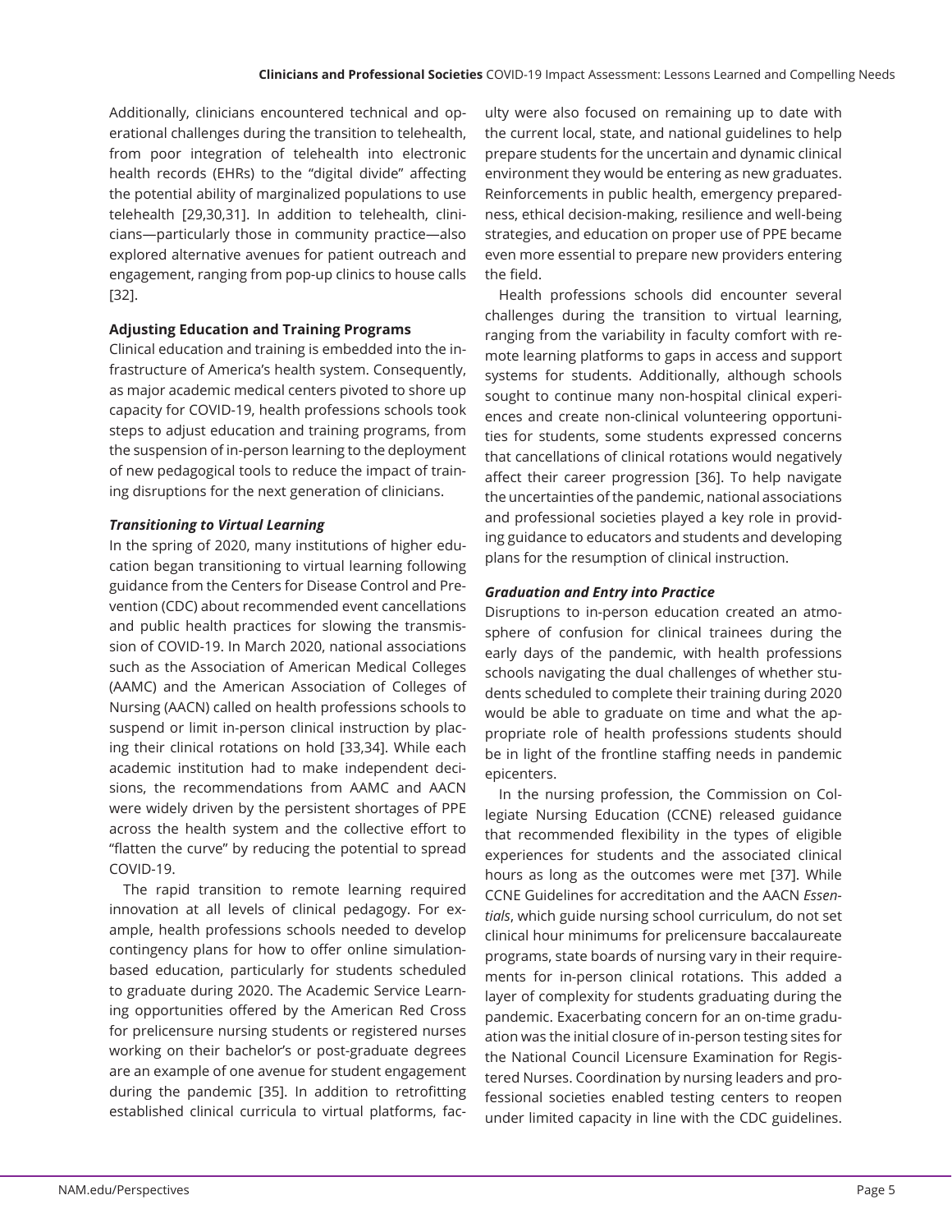Additionally, clinicians encountered technical and operational challenges during the transition to telehealth, from poor integration of telehealth into electronic health records (EHRs) to the "digital divide" affecting the potential ability of marginalized populations to use telehealth [29,30,31]. In addition to telehealth, clinicians—particularly those in community practice—also explored alternative avenues for patient outreach and engagement, ranging from pop-up clinics to house calls [32].

### Adjusting Education and Training Programs

Clinical education and training is embedded into the infrastructure of America's health system. Consequently, as major academic medical centers pivoted to shore up capacity for COVID-19, health professions schools took steps to adjust education and training programs, from the suspension of in-person learning to the deployment of new pedagogical tools to reduce the impact of training disruptions for the next generation of clinicians.

#### *Transitioning to Virtual Learning*

In the spring of 2020, many institutions of higher education began transitioning to virtual learning following guidance from the Centers for Disease Control and Prevention (CDC) about recommended event cancellations and public health practices for slowing the transmission of COVID-19. In March 2020, national associations such as the Association of American Medical Colleges (AAMC) and the American Association of Colleges of Nursing (AACN) called on health professions schools to suspend or limit in-person clinical instruction by placing their clinical rotations on hold [33,34]. While each academic institution had to make independent decisions, the recommendations from AAMC and AACN were widely driven by the persistent shortages of PPE across the health system and the collective effort to "flatten the curve" by reducing the potential to spread COVID-19.

The rapid transition to remote learning required innovation at all levels of clinical pedagogy. For example, health professions schools needed to develop contingency plans for how to offer online simulation-based education, particularly for students scheduled to graduate during 2020. The Academic Service Learning opportunities offered by the American Red Cross for prelicensure nursing students or registered nurses working on their bachelor's or post-graduate degrees are an example of one avenue for student engagement during the pandemic [35]. In addition to retrofitting established clinical curricula to virtual platforms, faculty were also focused on remaining up to date with the current local, state, and national guidelines to help prepare students for the uncertain and dynamic clinical environment they would be entering as new graduates. Reinforcements in public health, emergency preparedness, ethical decision-making, resilience and well-being strategies, and education on proper use of PPE became even more essential to prepare new providers entering the field.

Health professions schools did encounter several challenges during the transition to virtual learning, ranging from the variability in faculty comfort with remote learning platforms to gaps in access and support systems for students. Additionally, although schools sought to continue many non-hospital clinical experiences and create non-clinical volunteering opportunities for students, some students expressed concerns that cancellations of clinical rotations would negatively affect their career progression [36]. To help navigate the uncertainties of the pandemic, national associations and professional societies played a key role in providing guidance to educators and students and developing plans for the resumption of clinical instruction.

#### *Graduation and Entry into Practice*

Disruptions to in-person education created an atmosphere of confusion for clinical trainees during the early days of the pandemic, with health professions schools navigating the dual challenges of whether students scheduled to complete their training during 2020 would be able to graduate on time and what the appropriate role of health professions students should be in light of the frontline staffing needs in pandemic epicenters.

In the nursing profession, the Commission on Collegiate Nursing Education (CCNE) released guidance that recommended flexibility in the types of eligible experiences for students and the associated clinical hours as long as the outcomes were met [37]. While CCNE Guidelines for accreditation and the AACN *Essentials*, which guide nursing school curriculum, do not set clinical hour minimums for prelicensure baccalaureate programs, state boards of nursing vary in their requirements for in-person clinical rotations. This added a layer of complexity for students graduating during the pandemic. Exacerbating concern for an on-time graduation was the initial closure of in-person testing sites for the National Council Licensure Examination for Registered Nurses. Coordination by nursing leaders and professional societies enabled testing centers to reopen under limited capacity in line with the CDC guidelines.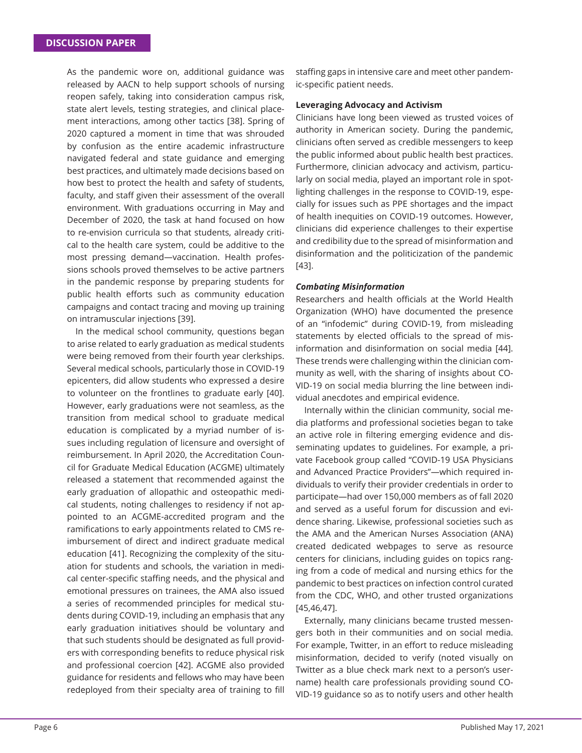As the pandemic wore on, additional guidance was released by AACN to help support schools of nursing reopen safely, taking into consideration campus risk, state alert levels, testing strategies, and clinical placement interactions, among other tactics [38]. Spring of 2020 captured a moment in time that was shrouded by confusion as the entire academic infrastructure navigated federal and state guidance and emerging best practices, and ultimately made decisions based on how best to protect the health and safety of students, faculty, and staff given their assessment of the overall environment. With graduations occurring in May and December of 2020, the task at hand focused on how to re-envision curricula so that students, already critical to the health care system, could be additive to the most pressing demand—vaccination. Health professions schools proved themselves to be active partners in the pandemic response by preparing students for public health efforts such as community education campaigns and contact tracing and moving up training on intramuscular injections [39].

In the medical school community, questions began to arise related to early graduation as medical students were being removed from their fourth year clerkships. Several medical schools, particularly those in COVID-19 epicenters, did allow students who expressed a desire to volunteer on the frontlines to graduate early [40]. However, early graduations were not seamless, as the transition from medical school to graduate medical education is complicated by a myriad number of issues including regulation of licensure and oversight of reimbursement. In April 2020, the Accreditation Council for Graduate Medical Education (ACGME) ultimately released a statement that recommended against the early graduation of allopathic and osteopathic medical students, noting challenges to residency if not appointed to an ACGME-accredited program and the ramifications to early appointments related to CMS reimbursement of direct and indirect graduate medical education [41]. Recognizing the complexity of the situation for students and schools, the variation in medical center-specific staffing needs, and the physical and emotional pressures on trainees, the AMA also issued a series of recommended principles for medical students during COVID-19, including an emphasis that any early graduation initiatives should be voluntary and that such students should be designated as full providers with corresponding benefits to reduce physical risk and professional coercion [42]. ACGME also provided guidance for residents and fellows who may have been redeployed from their specialty area of training to fill staffing gaps in intensive care and meet other pandemic-specific patient needs.

**Leveraging Advocacy and Activism**

Clinicians have long been viewed as trusted voices of authority in American society. During the pandemic, clinicians often served as credible messengers to keep the public informed about public health best practices. Furthermore, clinician advocacy and activism, particularly on social media, played an important role in spotlighting challenges in the response to COVID-19, especially for issues such as PPE shortages and the impact of health inequities on COVID-19 outcomes. However, clinicians did experience challenges to their expertise and credibility due to the spread of misinformation and disinformation and the politicization of the pandemic [43].

***Combating Misinformation***

Researchers and health officials at the World Health Organization (WHO) have documented the presence of an "infodemic" during COVID-19, from misleading statements by elected officials to the spread of misinformation and disinformation on social media [44]. These trends were challenging within the clinician community as well, with the sharing of insights about COVID-19 on social media blurring the line between individual anecdotes and empirical evidence.

Internally within the clinician community, social media platforms and professional societies began to take an active role in filtering emerging evidence and disseminating updates to guidelines. For example, a private Facebook group called "COVID-19 USA Physicians and Advanced Practice Providers"—which required individuals to verify their provider credentials in order to participate—had over 150,000 members as of fall 2020 and served as a useful forum for discussion and evidence sharing. Likewise, professional societies such as the AMA and the American Nurses Association (ANA) created dedicated webpages to serve as resource centers for clinicians, including guides on topics ranging from a code of medical and nursing ethics for the pandemic to best practices on infection control curated from the CDC, WHO, and other trusted organizations [45,46,47].

Externally, many clinicians became trusted messengers both in their communities and on social media. For example, Twitter, in an effort to reduce misleading misinformation, decided to verify (noted visually on Twitter as a blue check mark next to a person's username) health care professionals providing sound COVID-19 guidance so as to notify users and other health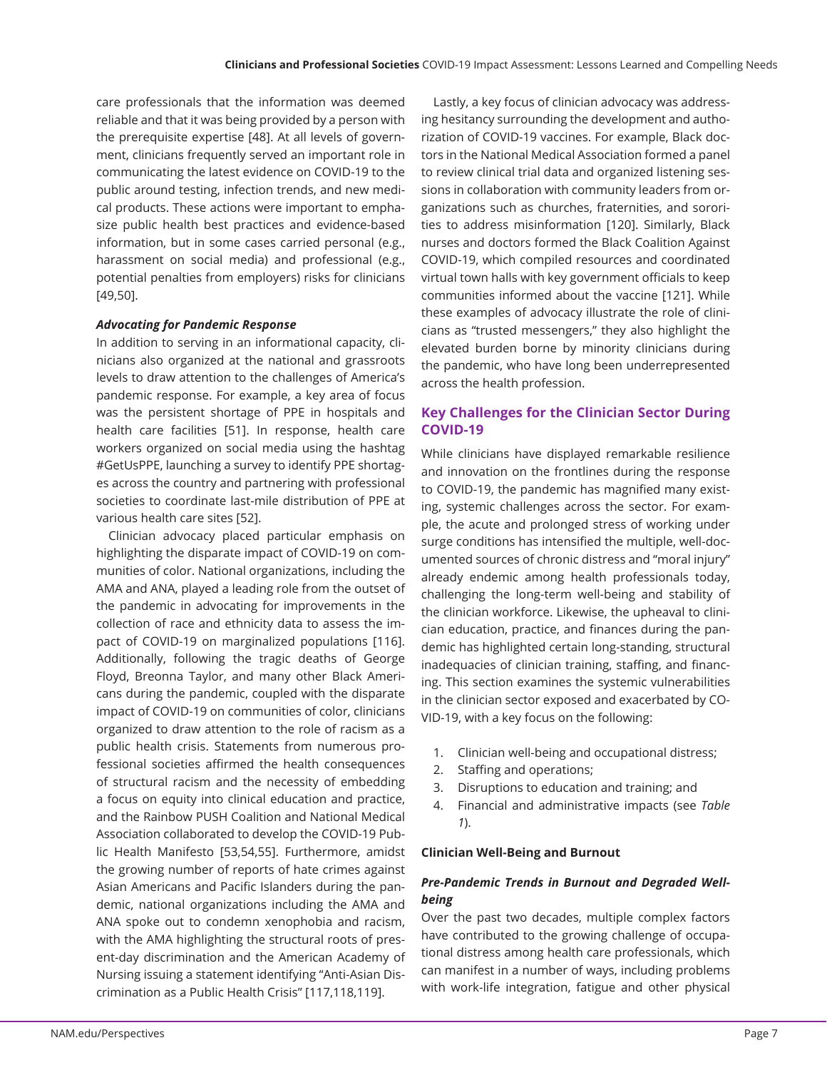care professionals that the information was deemed reliable and that it was being provided by a person with the prerequisite expertise [48]. At all levels of government, clinicians frequently served an important role in communicating the latest evidence on COVID-19 to the public around testing, infection trends, and new medical products. These actions were important to emphasize public health best practices and evidence-based information, but in some cases carried personal (e.g., harassment on social media) and professional (e.g., potential penalties from employers) risks for clinicians [49,50].

#### *Advocating for Pandemic Response*

In addition to serving in an informational capacity, clinicians also organized at the national and grassroots levels to draw attention to the challenges of America's pandemic response. For example, a key area of focus was the persistent shortage of PPE in hospitals and health care facilities [51]. In response, health care workers organized on social media using the hashtag #GetUsPPE, launching a survey to identify PPE shortages across the country and partnering with professional societies to coordinate last-mile distribution of PPE at various health care sites [52].

Clinician advocacy placed particular emphasis on highlighting the disparate impact of COVID-19 on communities of color. National organizations, including the AMA and ANA, played a leading role from the outset of the pandemic in advocating for improvements in the collection of race and ethnicity data to assess the impact of COVID-19 on marginalized populations [116]. Additionally, following the tragic deaths of George Floyd, Breonna Taylor, and many other Black Americans during the pandemic, coupled with the disparate impact of COVID-19 on communities of color, clinicians organized to draw attention to the role of racism as a public health crisis. Statements from numerous professional societies affirmed the health consequences of structural racism and the necessity of embedding a focus on equity into clinical education and practice, and the Rainbow PUSH Coalition and National Medical Association collaborated to develop the COVID-19 Public Health Manifesto [53,54,55]. Furthermore, amidst the growing number of reports of hate crimes against Asian Americans and Pacific Islanders during the pandemic, national organizations including the AMA and ANA spoke out to condemn xenophobia and racism, with the AMA highlighting the structural roots of present-day discrimination and the American Academy of Nursing issuing a statement identifying "Anti-Asian Discrimination as a Public Health Crisis" [117,118,119].

Lastly, a key focus of clinician advocacy was addressing hesitancy surrounding the development and authorization of COVID-19 vaccines. For example, Black doctors in the National Medical Association formed a panel to review clinical trial data and organized listening sessions in collaboration with community leaders from organizations such as churches, fraternities, and sororities to address misinformation [120]. Similarly, Black nurses and doctors formed the Black Coalition Against COVID-19, which compiled resources and coordinated virtual town halls with key government officials to keep communities informed about the vaccine [121]. While these examples of advocacy illustrate the role of clinicians as "trusted messengers," they also highlight the elevated burden borne by minority clinicians during the pandemic, who have long been underrepresented across the health profession.

## Key Challenges for the Clinician Sector During COVID-19

While clinicians have displayed remarkable resilience and innovation on the frontlines during the response to COVID-19, the pandemic has magnified many existing, systemic challenges across the sector. For example, the acute and prolonged stress of working under surge conditions has intensified the multiple, well-documented sources of chronic distress and "moral injury" already endemic among health professionals today, challenging the long-term well-being and stability of the clinician workforce. Likewise, the upheaval to clinician education, practice, and finances during the pandemic has highlighted certain long-standing, structural inadequacies of clinician training, staffing, and financing. This section examines the systemic vulnerabilities in the clinician sector exposed and exacerbated by COVID-19, with a key focus on the following:

1. Clinician well-being and occupational distress;
2. Staffing and operations;
3. Disruptions to education and training; and
4. Financial and administrative impacts (see *Table 1*).

### Clinician Well-Being and Burnout

#### *Pre-Pandemic Trends in Burnout and Degraded Well-being*

Over the past two decades, multiple complex factors have contributed to the growing challenge of occupational distress among health care professionals, which can manifest in a number of ways, including problems with work-life integration, fatigue and other physical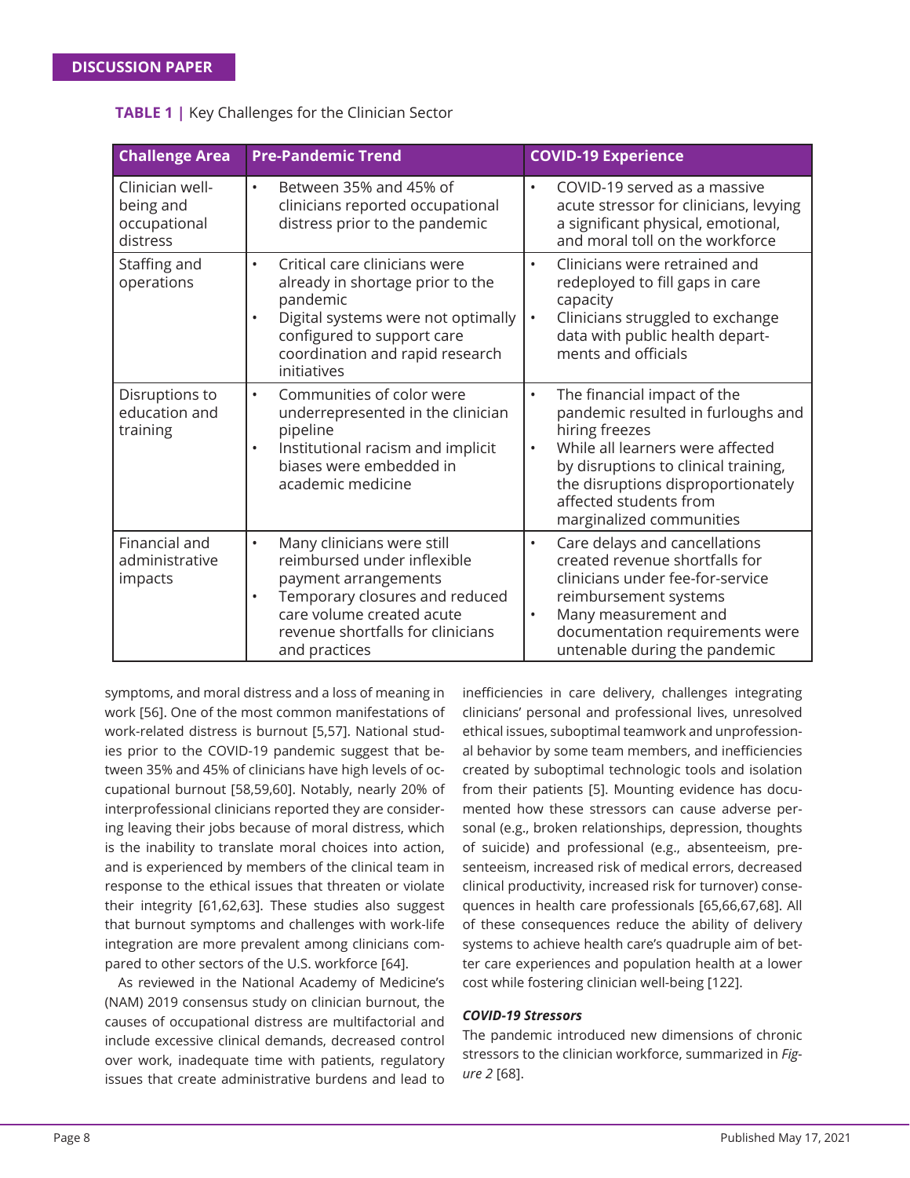**TABLE 1 |** Key Challenges for the Clinician Sector

| Challenge Area | Pre-Pandemic Trend | COVID-19 Experience |
| --- | --- | --- |
| Clinician well-being and occupational distress | • Between 35% and 45% of clinicians reported occupational distress prior to the pandemic | • COVID-19 served as a massive acute stressor for clinicians, levying a significant physical, emotional, and moral toll on the workforce |
| Staffing and operations | • Critical care clinicians were already in shortage prior to the pandemic<br>• Digital systems were not optimally configured to support care coordination and rapid research initiatives | • Clinicians were retrained and redeployed to fill gaps in care capacity<br>• Clinicians struggled to exchange data with public health departments and officials |
| Disruptions to education and training | • Communities of color were underrepresented in the clinician pipeline<br>• Institutional racism and implicit biases were embedded in academic medicine | • The financial impact of the pandemic resulted in furloughs and hiring freezes<br>• While all learners were affected by disruptions to clinical training, the disruptions disproportionately affected students from marginalized communities |
| Financial and administrative impacts | • Many clinicians were still reimbursed under inflexible payment arrangements<br>• Temporary closures and reduced care volume created acute revenue shortfalls for clinicians and practices | • Care delays and cancellations created revenue shortfalls for clinicians under fee-for-service reimbursement systems<br>• Many measurement and documentation requirements were untenable during the pandemic |

symptoms, and moral distress and a loss of meaning in work [56]. One of the most common manifestations of work-related distress is burnout [5,57]. National studies prior to the COVID-19 pandemic suggest that between 35% and 45% of clinicians have high levels of occupational burnout [58,59,60]. Notably, nearly 20% of interprofessional clinicians reported they are considering leaving their jobs because of moral distress, which is the inability to translate moral choices into action, and is experienced by members of the clinical team in response to the ethical issues that threaten or violate their integrity [61,62,63]. These studies also suggest that burnout symptoms and challenges with work-life integration are more prevalent among clinicians compared to other sectors of the U.S. workforce [64].

As reviewed in the National Academy of Medicine's (NAM) 2019 consensus study on clinician burnout, the causes of occupational distress are multifactorial and include excessive clinical demands, decreased control over work, inadequate time with patients, regulatory issues that create administrative burdens and lead to inefficiencies in care delivery, challenges integrating clinicians' personal and professional lives, unresolved ethical issues, suboptimal teamwork and unprofessional behavior by some team members, and inefficiencies created by suboptimal technologic tools and isolation from their patients [5]. Mounting evidence has documented how these stressors can cause adverse personal (e.g., broken relationships, depression, thoughts of suicide) and professional (e.g., absenteeism, presenteeism, increased risk of medical errors, decreased clinical productivity, increased risk for turnover) consequences in health care professionals [65,66,67,68]. All of these consequences reduce the ability of delivery systems to achieve health care's quadruple aim of better care experiences and population health at a lower cost while fostering clinician well-being [122].

#### *COVID-19 Stressors*

The pandemic introduced new dimensions of chronic stressors to the clinician workforce, summarized in *Figure 2* [68].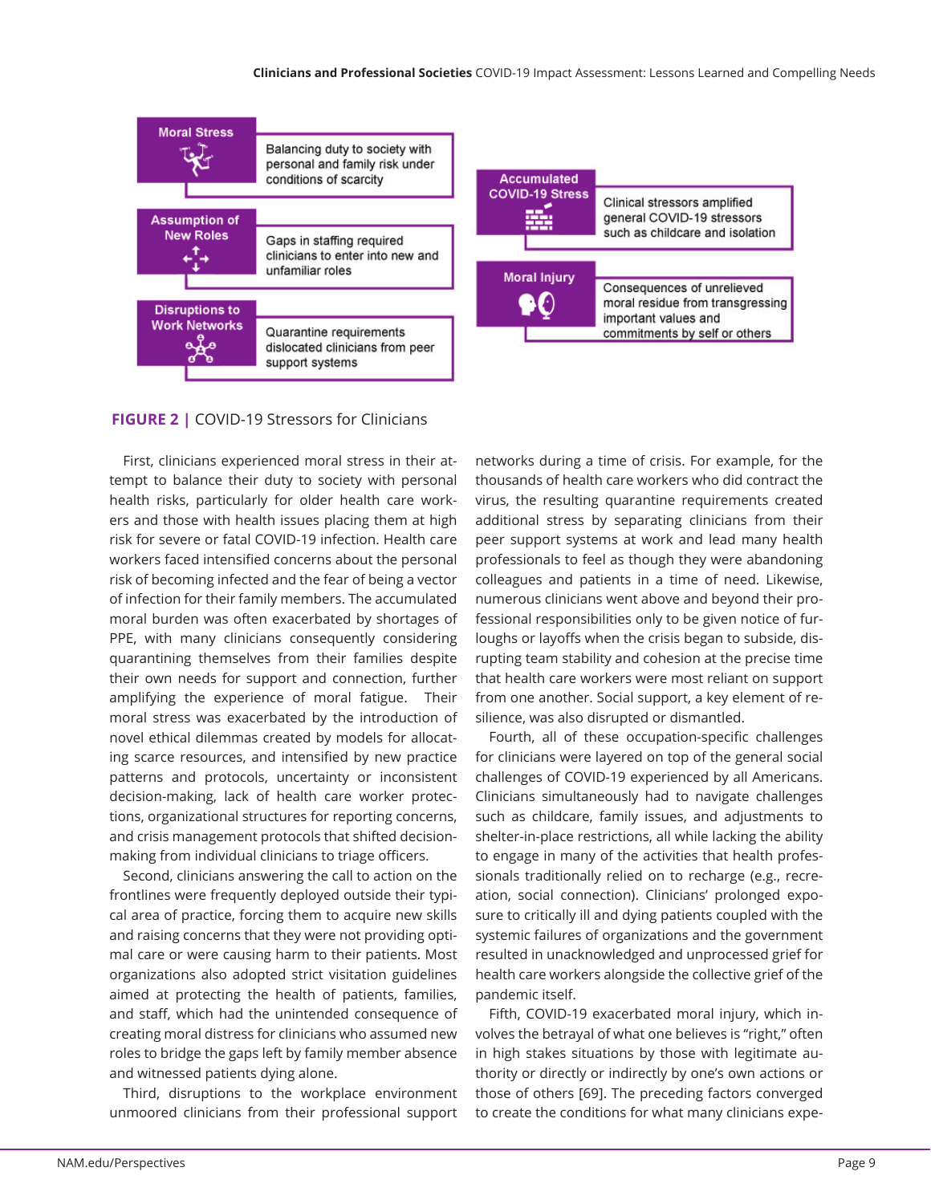Moral Stress — Balancing duty to society with personal and family risk under conditions of scarcity

Assumption of New Roles — Gaps in staffing required clinicians to enter into new and unfamiliar roles

Disruptions to Work Networks — Quarantine requirements dislocated clinicians from peer support systems

Accumulated COVID-19 Stress — Clinical stressors amplified general COVID-19 stressors such as childcare and isolation

Moral Injury — Consequences of unrelieved moral residue from transgressing important values and commitments by self or others

**FIGURE 2 |** COVID-19 Stressors for Clinicians

First, clinicians experienced moral stress in their attempt to balance their duty to society with personal health risks, particularly for older health care workers and those with health issues placing them at high risk for severe or fatal COVID-19 infection. Health care workers faced intensified concerns about the personal risk of becoming infected and the fear of being a vector of infection for their family members. The accumulated moral burden was often exacerbated by shortages of PPE, with many clinicians consequently considering quarantining themselves from their families despite their own needs for support and connection, further amplifying the experience of moral fatigue. Their moral stress was exacerbated by the introduction of novel ethical dilemmas created by models for allocating scarce resources, and intensified by new practice patterns and protocols, uncertainty or inconsistent decision-making, lack of health care worker protections, organizational structures for reporting concerns, and crisis management protocols that shifted decision-making from individual clinicians to triage officers.

Second, clinicians answering the call to action on the frontlines were frequently deployed outside their typical area of practice, forcing them to acquire new skills and raising concerns that they were not providing optimal care or were causing harm to their patients. Most organizations also adopted strict visitation guidelines aimed at protecting the health of patients, families, and staff, which had the unintended consequence of creating moral distress for clinicians who assumed new roles to bridge the gaps left by family member absence and witnessed patients dying alone.

Third, disruptions to the workplace environment unmoored clinicians from their professional support networks during a time of crisis. For example, for the thousands of health care workers who did contract the virus, the resulting quarantine requirements created additional stress by separating clinicians from their peer support systems at work and lead many health professionals to feel as though they were abandoning colleagues and patients in a time of need. Likewise, numerous clinicians went above and beyond their professional responsibilities only to be given notice of furloughs or layoffs when the crisis began to subside, disrupting team stability and cohesion at the precise time that health care workers were most reliant on support from one another. Social support, a key element of resilience, was also disrupted or dismantled.

Fourth, all of these occupation-specific challenges for clinicians were layered on top of the general social challenges of COVID-19 experienced by all Americans. Clinicians simultaneously had to navigate challenges such as childcare, family issues, and adjustments to shelter-in-place restrictions, all while lacking the ability to engage in many of the activities that health professionals traditionally relied on to recharge (e.g., recreation, social connection). Clinicians' prolonged exposure to critically ill and dying patients coupled with the systemic failures of organizations and the government resulted in unacknowledged and unprocessed grief for health care workers alongside the collective grief of the pandemic itself.

Fifth, COVID-19 exacerbated moral injury, which involves the betrayal of what one believes is "right," often in high stakes situations by those with legitimate authority or directly or indirectly by one's own actions or those of others [69]. The preceding factors converged to create the conditions for what many clinicians expe-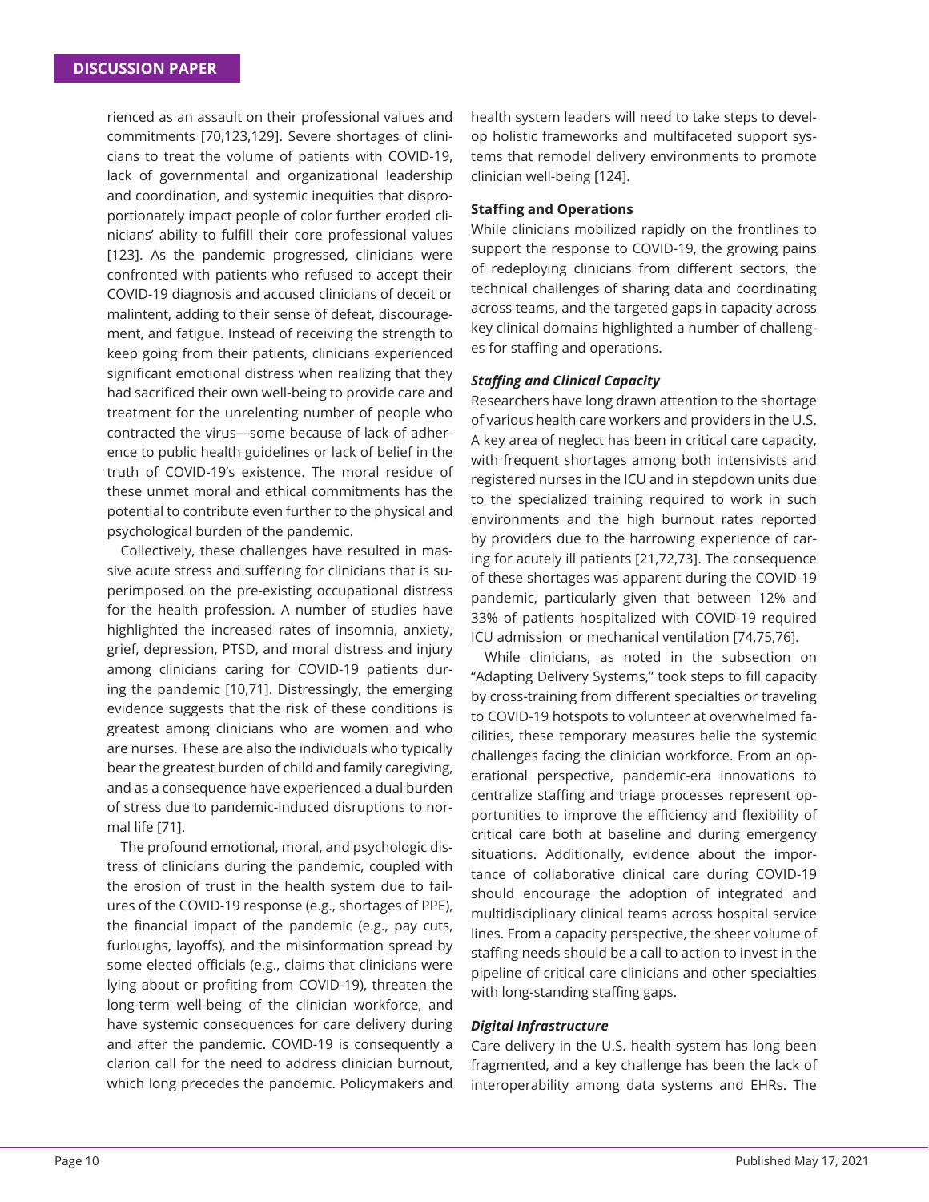rienced as an assault on their professional values and commitments [70,123,129]. Severe shortages of clinicians to treat the volume of patients with COVID-19, lack of governmental and organizational leadership and coordination, and systemic inequities that disproportionately impact people of color further eroded clinicians' ability to fulfill their core professional values [123]. As the pandemic progressed, clinicians were confronted with patients who refused to accept their COVID-19 diagnosis and accused clinicians of deceit or malintent, adding to their sense of defeat, discouragement, and fatigue. Instead of receiving the strength to keep going from their patients, clinicians experienced significant emotional distress when realizing that they had sacrificed their own well-being to provide care and treatment for the unrelenting number of people who contracted the virus—some because of lack of adherence to public health guidelines or lack of belief in the truth of COVID-19's existence. The moral residue of these unmet moral and ethical commitments has the potential to contribute even further to the physical and psychological burden of the pandemic.

Collectively, these challenges have resulted in massive acute stress and suffering for clinicians that is superimposed on the pre-existing occupational distress for the health profession. A number of studies have highlighted the increased rates of insomnia, anxiety, grief, depression, PTSD, and moral distress and injury among clinicians caring for COVID-19 patients during the pandemic [10,71]. Distressingly, the emerging evidence suggests that the risk of these conditions is greatest among clinicians who are women and who are nurses. These are also the individuals who typically bear the greatest burden of child and family caregiving, and as a consequence have experienced a dual burden of stress due to pandemic-induced disruptions to normal life [71].

The profound emotional, moral, and psychologic distress of clinicians during the pandemic, coupled with the erosion of trust in the health system due to failures of the COVID-19 response (e.g., shortages of PPE), the financial impact of the pandemic (e.g., pay cuts, furloughs, layoffs), and the misinformation spread by some elected officials (e.g., claims that clinicians were lying about or profiting from COVID-19), threaten the long-term well-being of the clinician workforce, and have systemic consequences for care delivery during and after the pandemic. COVID-19 is consequently a clarion call for the need to address clinician burnout, which long precedes the pandemic. Policymakers and health system leaders will need to take steps to develop holistic frameworks and multifaceted support systems that remodel delivery environments to promote clinician well-being [124].

### Staffing and Operations

While clinicians mobilized rapidly on the frontlines to support the response to COVID-19, the growing pains of redeploying clinicians from different sectors, the technical challenges of sharing data and coordinating across teams, and the targeted gaps in capacity across key clinical domains highlighted a number of challenges for staffing and operations.

#### *Staffing and Clinical Capacity*

Researchers have long drawn attention to the shortage of various health care workers and providers in the U.S. A key area of neglect has been in critical care capacity, with frequent shortages among both intensivists and registered nurses in the ICU and in stepdown units due to the specialized training required to work in such environments and the high burnout rates reported by providers due to the harrowing experience of caring for acutely ill patients [21,72,73]. The consequence of these shortages was apparent during the COVID-19 pandemic, particularly given that between 12% and 33% of patients hospitalized with COVID-19 required ICU admission or mechanical ventilation [74,75,76].

While clinicians, as noted in the subsection on "Adapting Delivery Systems," took steps to fill capacity by cross-training from different specialties or traveling to COVID-19 hotspots to volunteer at overwhelmed facilities, these temporary measures belie the systemic challenges facing the clinician workforce. From an operational perspective, pandemic-era innovations to centralize staffing and triage processes represent opportunities to improve the efficiency and flexibility of critical care both at baseline and during emergency situations. Additionally, evidence about the importance of collaborative clinical care during COVID-19 should encourage the adoption of integrated and multidisciplinary clinical teams across hospital service lines. From a capacity perspective, the sheer volume of staffing needs should be a call to action to invest in the pipeline of critical care clinicians and other specialties with long-standing staffing gaps.

#### *Digital Infrastructure*

Care delivery in the U.S. health system has long been fragmented, and a key challenge has been the lack of interoperability among data systems and EHRs. The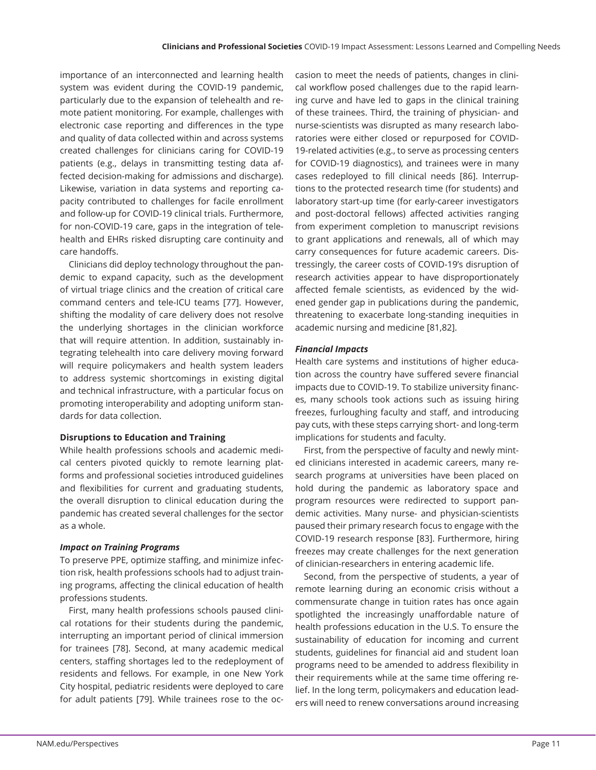importance of an interconnected and learning health system was evident during the COVID-19 pandemic, particularly due to the expansion of telehealth and remote patient monitoring. For example, challenges with electronic case reporting and differences in the type and quality of data collected within and across systems created challenges for clinicians caring for COVID-19 patients (e.g., delays in transmitting testing data affected decision-making for admissions and discharge). Likewise, variation in data systems and reporting capacity contributed to challenges for facile enrollment and follow-up for COVID-19 clinical trials. Furthermore, for non-COVID-19 care, gaps in the integration of telehealth and EHRs risked disrupting care continuity and care handoffs.

Clinicians did deploy technology throughout the pandemic to expand capacity, such as the development of virtual triage clinics and the creation of critical care command centers and tele-ICU teams [77]. However, shifting the modality of care delivery does not resolve the underlying shortages in the clinician workforce that will require attention. In addition, sustainably integrating telehealth into care delivery moving forward will require policymakers and health system leaders to address systemic shortcomings in existing digital and technical infrastructure, with a particular focus on promoting interoperability and adopting uniform standards for data collection.

### Disruptions to Education and Training

While health professions schools and academic medical centers pivoted quickly to remote learning platforms and professional societies introduced guidelines and flexibilities for current and graduating students, the overall disruption to clinical education during the pandemic has created several challenges for the sector as a whole.

#### *Impact on Training Programs*

To preserve PPE, optimize staffing, and minimize infection risk, health professions schools had to adjust training programs, affecting the clinical education of health professions students.

First, many health professions schools paused clinical rotations for their students during the pandemic, interrupting an important period of clinical immersion for trainees [78]. Second, at many academic medical centers, staffing shortages led to the redeployment of residents and fellows. For example, in one New York City hospital, pediatric residents were deployed to care for adult patients [79]. While trainees rose to the occasion to meet the needs of patients, changes in clinical workflow posed challenges due to the rapid learning curve and have led to gaps in the clinical training of these trainees. Third, the training of physician- and nurse-scientists was disrupted as many research laboratories were either closed or repurposed for COVID-19-related activities (e.g., to serve as processing centers for COVID-19 diagnostics), and trainees were in many cases redeployed to fill clinical needs [86]. Interruptions to the protected research time (for students) and laboratory start-up time (for early-career investigators and post-doctoral fellows) affected activities ranging from experiment completion to manuscript revisions to grant applications and renewals, all of which may carry consequences for future academic careers. Distressingly, the career costs of COVID-19's disruption of research activities appear to have disproportionately affected female scientists, as evidenced by the widened gender gap in publications during the pandemic, threatening to exacerbate long-standing inequities in academic nursing and medicine [81,82].

#### *Financial Impacts*

Health care systems and institutions of higher education across the country have suffered severe financial impacts due to COVID-19. To stabilize university finances, many schools took actions such as issuing hiring freezes, furloughing faculty and staff, and introducing pay cuts, with these steps carrying short- and long-term implications for students and faculty.

First, from the perspective of faculty and newly minted clinicians interested in academic careers, many research programs at universities have been placed on hold during the pandemic as laboratory space and program resources were redirected to support pandemic activities. Many nurse- and physician-scientists paused their primary research focus to engage with the COVID-19 research response [83]. Furthermore, hiring freezes may create challenges for the next generation of clinician-researchers in entering academic life.

Second, from the perspective of students, a year of remote learning during an economic crisis without a commensurate change in tuition rates has once again spotlighted the increasingly unaffordable nature of health professions education in the U.S. To ensure the sustainability of education for incoming and current students, guidelines for financial aid and student loan programs need to be amended to address flexibility in their requirements while at the same time offering relief. In the long term, policymakers and education leaders will need to renew conversations around increasing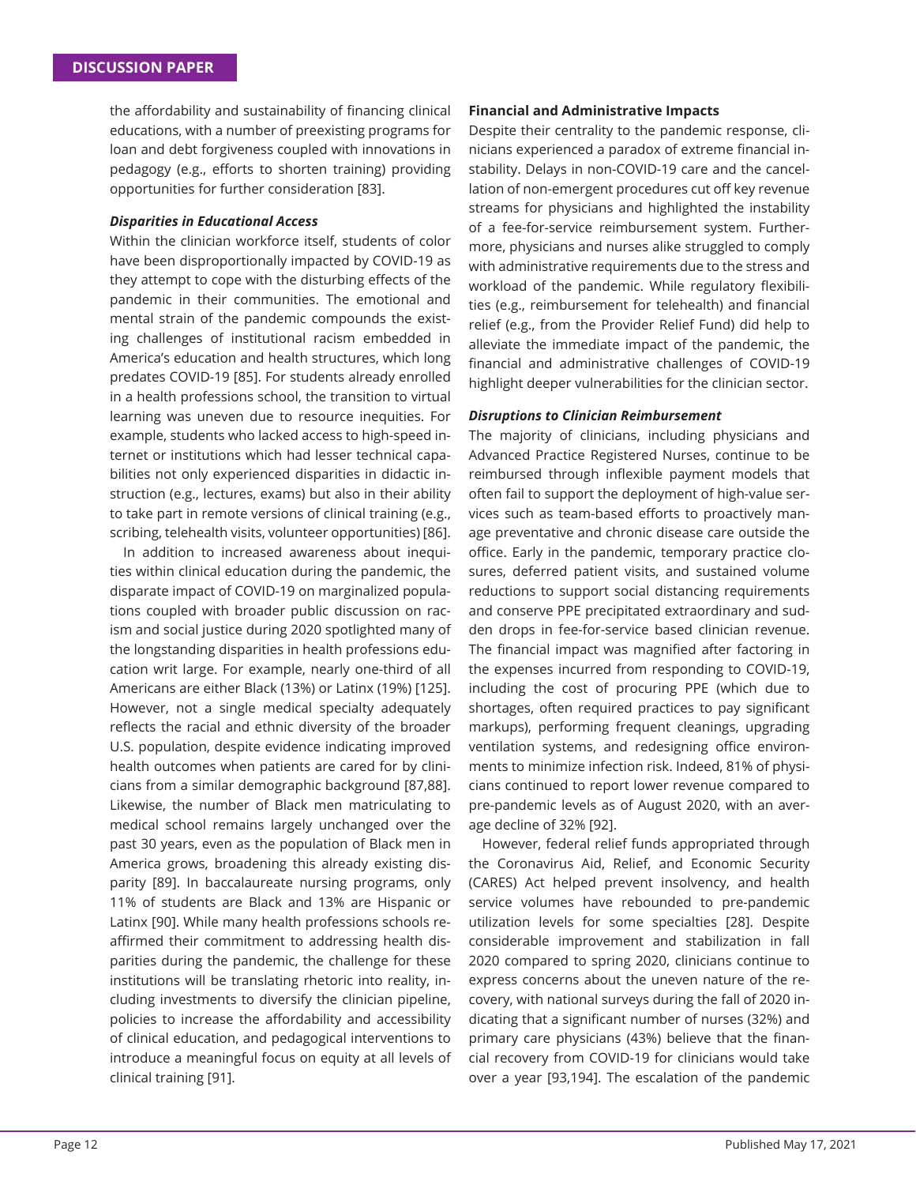the affordability and sustainability of financing clinical educations, with a number of preexisting programs for loan and debt forgiveness coupled with innovations in pedagogy (e.g., efforts to shorten training) providing opportunities for further consideration [83].

#### *Disparities in Educational Access*

Within the clinician workforce itself, students of color have been disproportionally impacted by COVID-19 as they attempt to cope with the disturbing effects of the pandemic in their communities. The emotional and mental strain of the pandemic compounds the existing challenges of institutional racism embedded in America's education and health structures, which long predates COVID-19 [85]. For students already enrolled in a health professions school, the transition to virtual learning was uneven due to resource inequities. For example, students who lacked access to high-speed internet or institutions which had lesser technical capabilities not only experienced disparities in didactic instruction (e.g., lectures, exams) but also in their ability to take part in remote versions of clinical training (e.g., scribing, telehealth visits, volunteer opportunities) [86].

In addition to increased awareness about inequities within clinical education during the pandemic, the disparate impact of COVID-19 on marginalized populations coupled with broader public discussion on racism and social justice during 2020 spotlighted many of the longstanding disparities in health professions education writ large. For example, nearly one-third of all Americans are either Black (13%) or Latinx (19%) [125]. However, not a single medical specialty adequately reflects the racial and ethnic diversity of the broader U.S. population, despite evidence indicating improved health outcomes when patients are cared for by clinicians from a similar demographic background [87,88]. Likewise, the number of Black men matriculating to medical school remains largely unchanged over the past 30 years, even as the population of Black men in America grows, broadening this already existing disparity [89]. In baccalaureate nursing programs, only 11% of students are Black and 13% are Hispanic or Latinx [90]. While many health professions schools reaffirmed their commitment to addressing health disparities during the pandemic, the challenge for these institutions will be translating rhetoric into reality, including investments to diversify the clinician pipeline, policies to increase the affordability and accessibility of clinical education, and pedagogical interventions to introduce a meaningful focus on equity at all levels of clinical training [91].

### Financial and Administrative Impacts

Despite their centrality to the pandemic response, clinicians experienced a paradox of extreme financial instability. Delays in non-COVID-19 care and the cancellation of non-emergent procedures cut off key revenue streams for physicians and highlighted the instability of a fee-for-service reimbursement system. Furthermore, physicians and nurses alike struggled to comply with administrative requirements due to the stress and workload of the pandemic. While regulatory flexibilities (e.g., reimbursement for telehealth) and financial relief (e.g., from the Provider Relief Fund) did help to alleviate the immediate impact of the pandemic, the financial and administrative challenges of COVID-19 highlight deeper vulnerabilities for the clinician sector.

#### *Disruptions to Clinician Reimbursement*

The majority of clinicians, including physicians and Advanced Practice Registered Nurses, continue to be reimbursed through inflexible payment models that often fail to support the deployment of high-value services such as team-based efforts to proactively manage preventative and chronic disease care outside the office. Early in the pandemic, temporary practice closures, deferred patient visits, and sustained volume reductions to support social distancing requirements and conserve PPE precipitated extraordinary and sudden drops in fee-for-service based clinician revenue. The financial impact was magnified after factoring in the expenses incurred from responding to COVID-19, including the cost of procuring PPE (which due to shortages, often required practices to pay significant markups), performing frequent cleanings, upgrading ventilation systems, and redesigning office environments to minimize infection risk. Indeed, 81% of physicians continued to report lower revenue compared to pre-pandemic levels as of August 2020, with an average decline of 32% [92].

However, federal relief funds appropriated through the Coronavirus Aid, Relief, and Economic Security (CARES) Act helped prevent insolvency, and health service volumes have rebounded to pre-pandemic utilization levels for some specialties [28]. Despite considerable improvement and stabilization in fall 2020 compared to spring 2020, clinicians continue to express concerns about the uneven nature of the recovery, with national surveys during the fall of 2020 indicating that a significant number of nurses (32%) and primary care physicians (43%) believe that the financial recovery from COVID-19 for clinicians would take over a year [93,194]. The escalation of the pandemic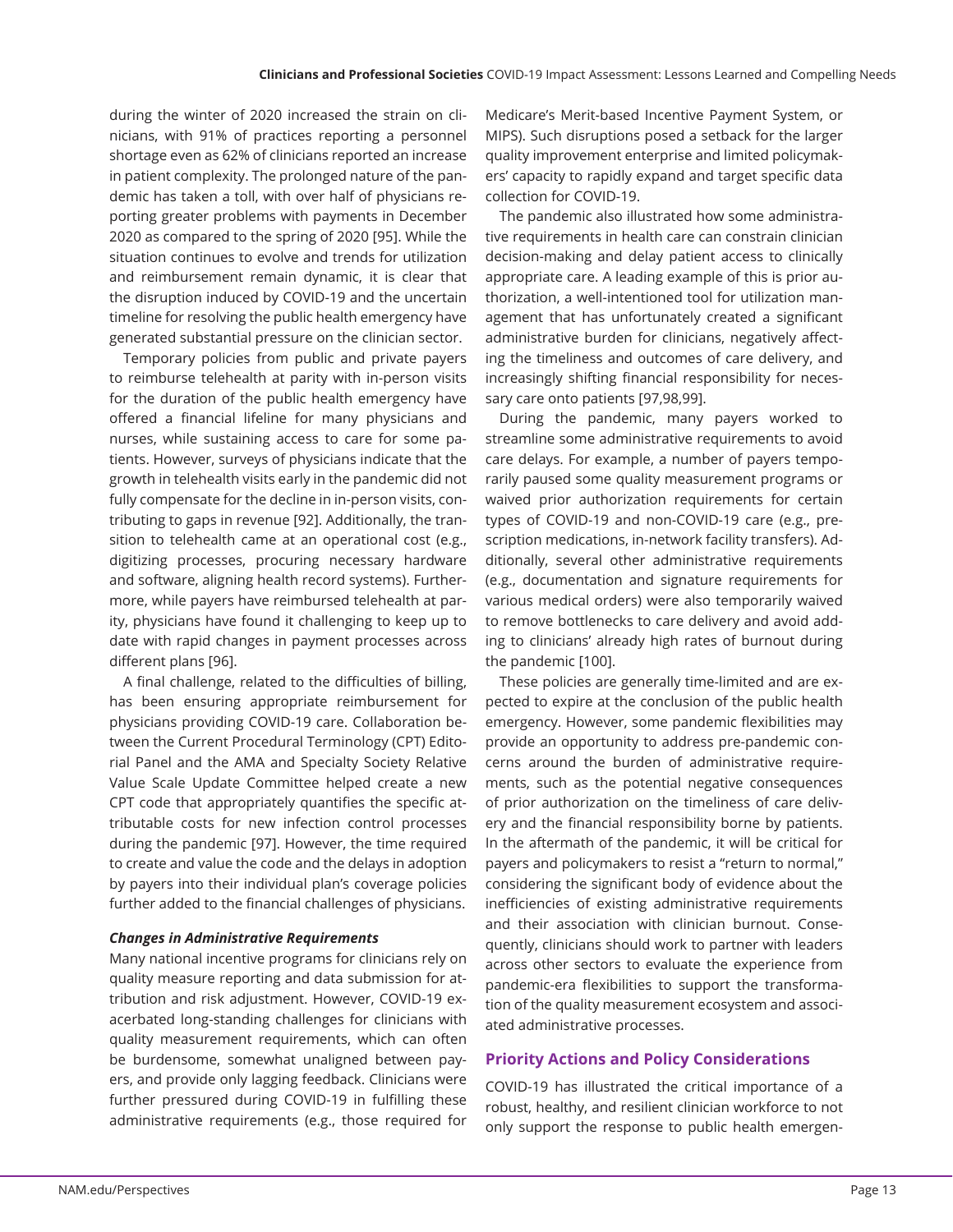during the winter of 2020 increased the strain on clinicians, with 91% of practices reporting a personnel shortage even as 62% of clinicians reported an increase in patient complexity. The prolonged nature of the pandemic has taken a toll, with over half of physicians reporting greater problems with payments in December 2020 as compared to the spring of 2020 [95]. While the situation continues to evolve and trends for utilization and reimbursement remain dynamic, it is clear that the disruption induced by COVID-19 and the uncertain timeline for resolving the public health emergency have generated substantial pressure on the clinician sector.

Temporary policies from public and private payers to reimburse telehealth at parity with in-person visits for the duration of the public health emergency have offered a financial lifeline for many physicians and nurses, while sustaining access to care for some patients. However, surveys of physicians indicate that the growth in telehealth visits early in the pandemic did not fully compensate for the decline in in-person visits, contributing to gaps in revenue [92]. Additionally, the transition to telehealth came at an operational cost (e.g., digitizing processes, procuring necessary hardware and software, aligning health record systems). Furthermore, while payers have reimbursed telehealth at parity, physicians have found it challenging to keep up to date with rapid changes in payment processes across different plans [96].

A final challenge, related to the difficulties of billing, has been ensuring appropriate reimbursement for physicians providing COVID-19 care. Collaboration between the Current Procedural Terminology (CPT) Editorial Panel and the AMA and Specialty Society Relative Value Scale Update Committee helped create a new CPT code that appropriately quantifies the specific attributable costs for new infection control processes during the pandemic [97]. However, the time required to create and value the code and the delays in adoption by payers into their individual plan's coverage policies further added to the financial challenges of physicians.

### *Changes in Administrative Requirements*

Many national incentive programs for clinicians rely on quality measure reporting and data submission for attribution and risk adjustment. However, COVID-19 exacerbated long-standing challenges for clinicians with quality measurement requirements, which can often be burdensome, somewhat unaligned between payers, and provide only lagging feedback. Clinicians were further pressured during COVID-19 in fulfilling these administrative requirements (e.g., those required for Medicare's Merit-based Incentive Payment System, or MIPS). Such disruptions posed a setback for the larger quality improvement enterprise and limited policymakers' capacity to rapidly expand and target specific data collection for COVID-19.

The pandemic also illustrated how some administrative requirements in health care can constrain clinician decision-making and delay patient access to clinically appropriate care. A leading example of this is prior authorization, a well-intentioned tool for utilization management that has unfortunately created a significant administrative burden for clinicians, negatively affecting the timeliness and outcomes of care delivery, and increasingly shifting financial responsibility for necessary care onto patients [97,98,99].

During the pandemic, many payers worked to streamline some administrative requirements to avoid care delays. For example, a number of payers temporarily paused some quality measurement programs or waived prior authorization requirements for certain types of COVID-19 and non-COVID-19 care (e.g., prescription medications, in-network facility transfers). Additionally, several other administrative requirements (e.g., documentation and signature requirements for various medical orders) were also temporarily waived to remove bottlenecks to care delivery and avoid adding to clinicians' already high rates of burnout during the pandemic [100].

These policies are generally time-limited and are expected to expire at the conclusion of the public health emergency. However, some pandemic flexibilities may provide an opportunity to address pre-pandemic concerns around the burden of administrative requirements, such as the potential negative consequences of prior authorization on the timeliness of care delivery and the financial responsibility borne by patients. In the aftermath of the pandemic, it will be critical for payers and policymakers to resist a "return to normal," considering the significant body of evidence about the inefficiencies of existing administrative requirements and their association with clinician burnout. Consequently, clinicians should work to partner with leaders across other sectors to evaluate the experience from pandemic-era flexibilities to support the transformation of the quality measurement ecosystem and associated administrative processes.

## Priority Actions and Policy Considerations

COVID-19 has illustrated the critical importance of a robust, healthy, and resilient clinician workforce to not only support the response to public health emergen-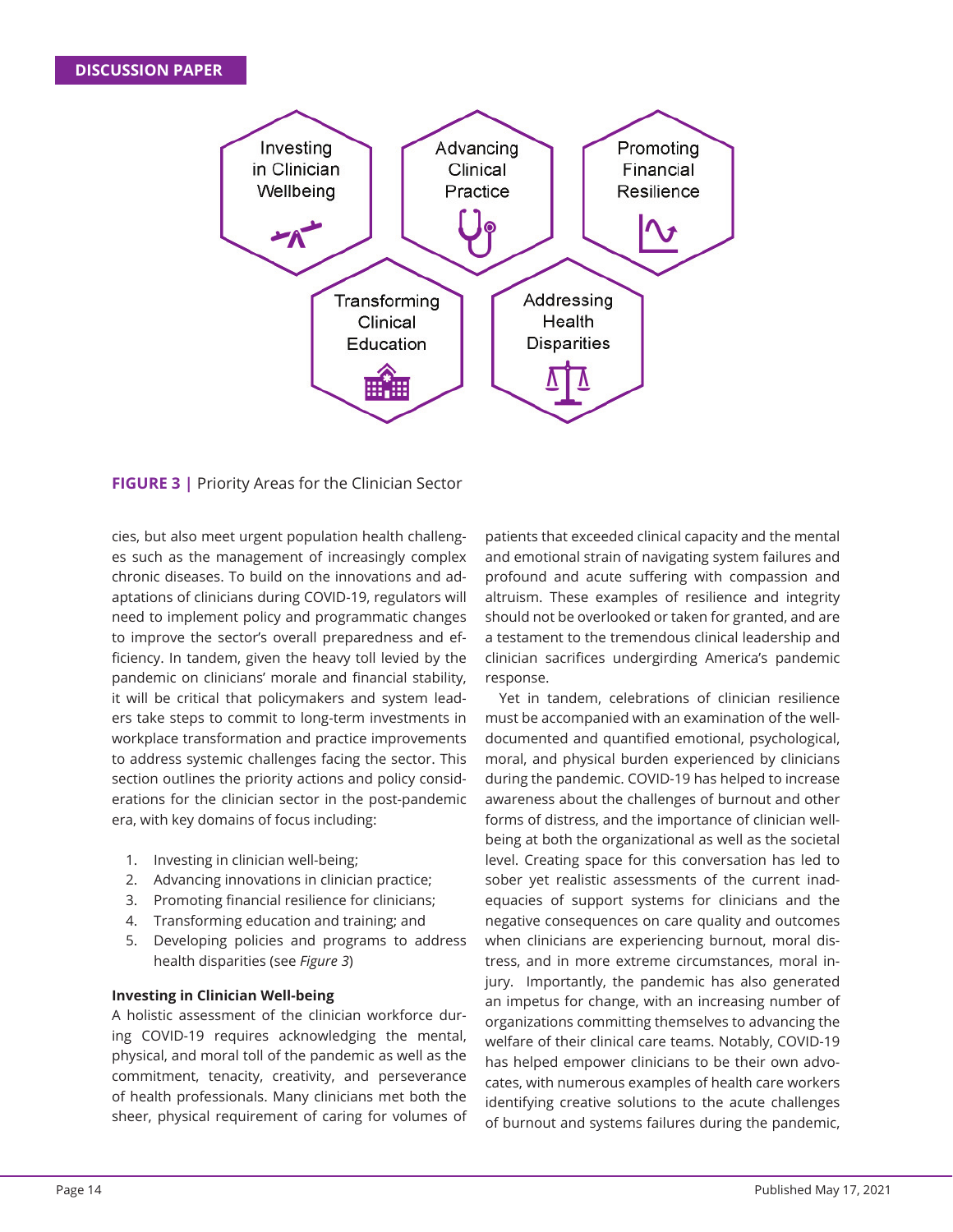Investing in Clinician Wellbeing

Advancing Clinical Practice

Promoting Financial Resilience

Transforming Clinical Education

Addressing Health Disparities

**FIGURE 3 |** Priority Areas for the Clinician Sector

cies, but also meet urgent population health challenges such as the management of increasingly complex chronic diseases. To build on the innovations and adaptations of clinicians during COVID-19, regulators will need to implement policy and programmatic changes to improve the sector's overall preparedness and efficiency. In tandem, given the heavy toll levied by the pandemic on clinicians' morale and financial stability, it will be critical that policymakers and system leaders take steps to commit to long-term investments in workplace transformation and practice improvements to address systemic challenges facing the sector. This section outlines the priority actions and policy considerations for the clinician sector in the post-pandemic era, with key domains of focus including:

1. Investing in clinician well-being;
2. Advancing innovations in clinician practice;
3. Promoting financial resilience for clinicians;
4. Transforming education and training; and
5. Developing policies and programs to address health disparities (see *Figure 3*)

**Investing in Clinician Well-being**

A holistic assessment of the clinician workforce during COVID-19 requires acknowledging the mental, physical, and moral toll of the pandemic as well as the commitment, tenacity, creativity, and perseverance of health professionals. Many clinicians met both the sheer, physical requirement of caring for volumes of patients that exceeded clinical capacity and the mental and emotional strain of navigating system failures and profound and acute suffering with compassion and altruism. These examples of resilience and integrity should not be overlooked or taken for granted, and are a testament to the tremendous clinical leadership and clinician sacrifices undergirding America's pandemic response.

Yet in tandem, celebrations of clinician resilience must be accompanied with an examination of the well-documented and quantified emotional, psychological, moral, and physical burden experienced by clinicians during the pandemic. COVID-19 has helped to increase awareness about the challenges of burnout and other forms of distress, and the importance of clinician well-being at both the organizational as well as the societal level. Creating space for this conversation has led to sober yet realistic assessments of the current inadequacies of support systems for clinicians and the negative consequences on care quality and outcomes when clinicians are experiencing burnout, moral distress, and in more extreme circumstances, moral injury. Importantly, the pandemic has also generated an impetus for change, with an increasing number of organizations committing themselves to advancing the welfare of their clinical care teams. Notably, COVID-19 has helped empower clinicians to be their own advocates, with numerous examples of health care workers identifying creative solutions to the acute challenges of burnout and systems failures during the pandemic,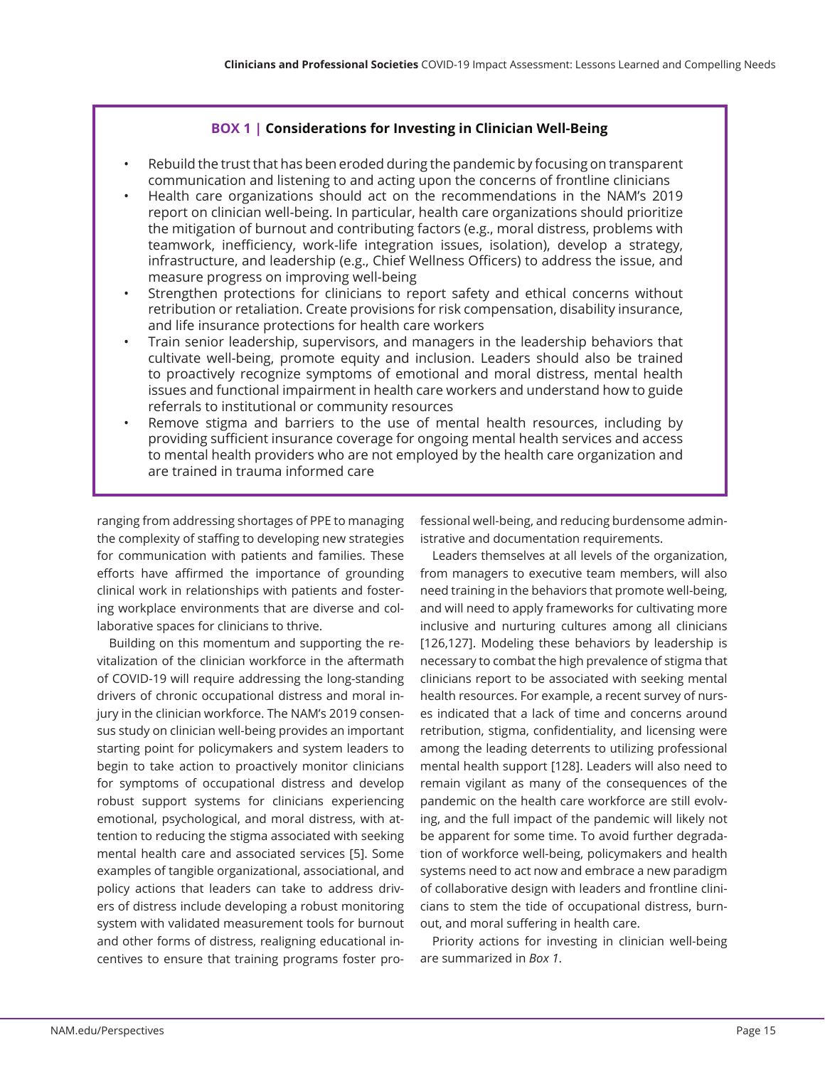**BOX 1 | Considerations for Investing in Clinician Well-Being**

- Rebuild the trust that has been eroded during the pandemic by focusing on transparent communication and listening to and acting upon the concerns of frontline clinicians
- Health care organizations should act on the recommendations in the NAM's 2019 report on clinician well-being. In particular, health care organizations should prioritize the mitigation of burnout and contributing factors (e.g., moral distress, problems with teamwork, inefficiency, work-life integration issues, isolation), develop a strategy, infrastructure, and leadership (e.g., Chief Wellness Officers) to address the issue, and measure progress on improving well-being
- Strengthen protections for clinicians to report safety and ethical concerns without retribution or retaliation. Create provisions for risk compensation, disability insurance, and life insurance protections for health care workers
- Train senior leadership, supervisors, and managers in the leadership behaviors that cultivate well-being, promote equity and inclusion. Leaders should also be trained to proactively recognize symptoms of emotional and moral distress, mental health issues and functional impairment in health care workers and understand how to guide referrals to institutional or community resources
- Remove stigma and barriers to the use of mental health resources, including by providing sufficient insurance coverage for ongoing mental health services and access to mental health providers who are not employed by the health care organization and are trained in trauma informed care

ranging from addressing shortages of PPE to managing the complexity of staffing to developing new strategies for communication with patients and families. These efforts have affirmed the importance of grounding clinical work in relationships with patients and fostering workplace environments that are diverse and collaborative spaces for clinicians to thrive.

Building on this momentum and supporting the revitalization of the clinician workforce in the aftermath of COVID-19 will require addressing the long-standing drivers of chronic occupational distress and moral injury in the clinician workforce. The NAM's 2019 consensus study on clinician well-being provides an important starting point for policymakers and system leaders to begin to take action to proactively monitor clinicians for symptoms of occupational distress and develop robust support systems for clinicians experiencing emotional, psychological, and moral distress, with attention to reducing the stigma associated with seeking mental health care and associated services [5]. Some examples of tangible organizational, associational, and policy actions that leaders can take to address drivers of distress include developing a robust monitoring system with validated measurement tools for burnout and other forms of distress, realigning educational incentives to ensure that training programs foster professional well-being, and reducing burdensome administrative and documentation requirements.

Leaders themselves at all levels of the organization, from managers to executive team members, will also need training in the behaviors that promote well-being, and will need to apply frameworks for cultivating more inclusive and nurturing cultures among all clinicians [126,127]. Modeling these behaviors by leadership is necessary to combat the high prevalence of stigma that clinicians report to be associated with seeking mental health resources. For example, a recent survey of nurses indicated that a lack of time and concerns around retribution, stigma, confidentiality, and licensing were among the leading deterrents to utilizing professional mental health support [128]. Leaders will also need to remain vigilant as many of the consequences of the pandemic on the health care workforce are still evolving, and the full impact of the pandemic will likely not be apparent for some time. To avoid further degradation of workforce well-being, policymakers and health systems need to act now and embrace a new paradigm of collaborative design with leaders and frontline clinicians to stem the tide of occupational distress, burnout, and moral suffering in health care.

Priority actions for investing in clinician well-being are summarized in *Box 1*.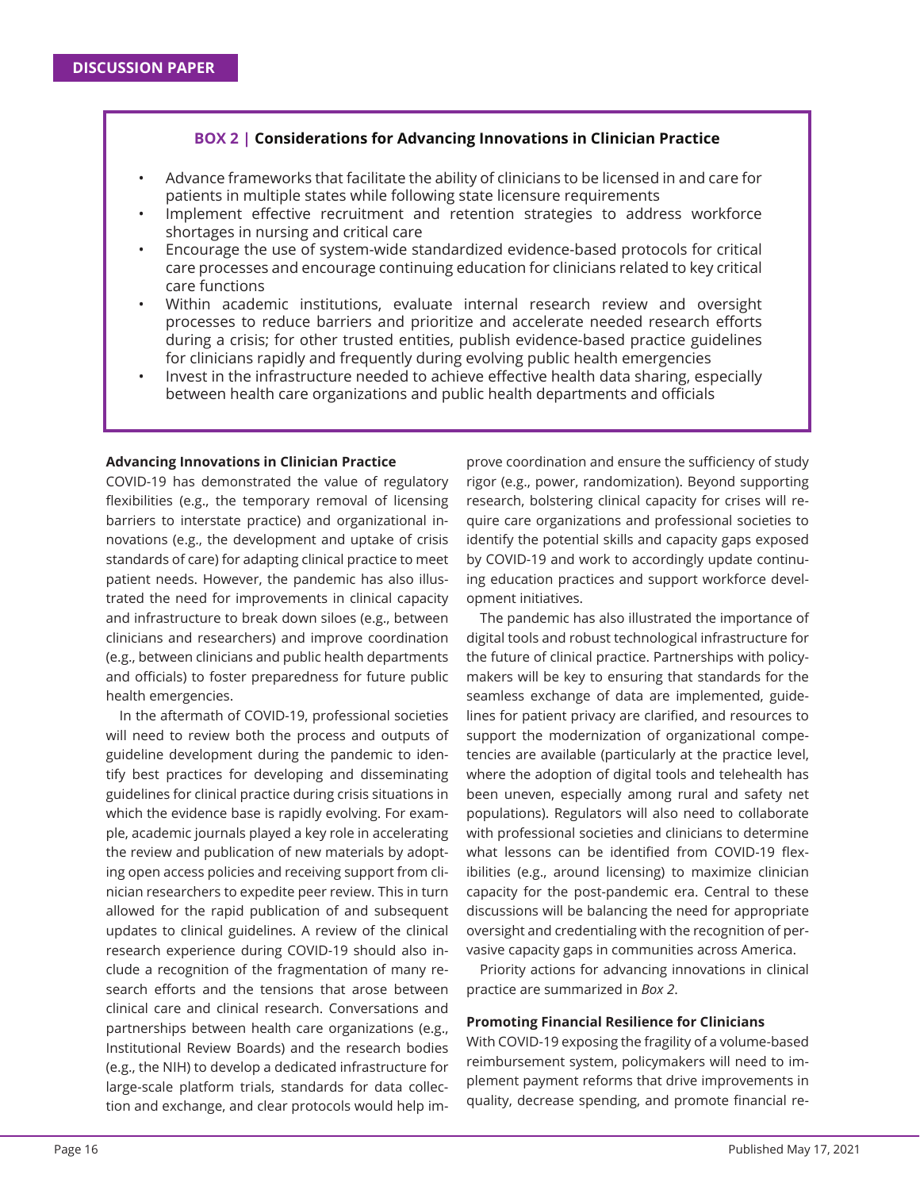**BOX 2 | Considerations for Advancing Innovations in Clinician Practice**

- Advance frameworks that facilitate the ability of clinicians to be licensed in and care for patients in multiple states while following state licensure requirements
- Implement effective recruitment and retention strategies to address workforce shortages in nursing and critical care
- Encourage the use of system-wide standardized evidence-based protocols for critical care processes and encourage continuing education for clinicians related to key critical care functions
- Within academic institutions, evaluate internal research review and oversight processes to reduce barriers and prioritize and accelerate needed research efforts during a crisis; for other trusted entities, publish evidence-based practice guidelines for clinicians rapidly and frequently during evolving public health emergencies
- Invest in the infrastructure needed to achieve effective health data sharing, especially between health care organizations and public health departments and officials

### Advancing Innovations in Clinician Practice

COVID-19 has demonstrated the value of regulatory flexibilities (e.g., the temporary removal of licensing barriers to interstate practice) and organizational innovations (e.g., the development and uptake of crisis standards of care) for adapting clinical practice to meet patient needs. However, the pandemic has also illustrated the need for improvements in clinical capacity and infrastructure to break down siloes (e.g., between clinicians and researchers) and improve coordination (e.g., between clinicians and public health departments and officials) to foster preparedness for future public health emergencies.

In the aftermath of COVID-19, professional societies will need to review both the process and outputs of guideline development during the pandemic to identify best practices for developing and disseminating guidelines for clinical practice during crisis situations in which the evidence base is rapidly evolving. For example, academic journals played a key role in accelerating the review and publication of new materials by adopting open access policies and receiving support from clinician researchers to expedite peer review. This in turn allowed for the rapid publication of and subsequent updates to clinical guidelines. A review of the clinical research experience during COVID-19 should also include a recognition of the fragmentation of many research efforts and the tensions that arose between clinical care and clinical research. Conversations and partnerships between health care organizations (e.g., Institutional Review Boards) and the research bodies (e.g., the NIH) to develop a dedicated infrastructure for large-scale platform trials, standards for data collection and exchange, and clear protocols would help improve coordination and ensure the sufficiency of study rigor (e.g., power, randomization). Beyond supporting research, bolstering clinical capacity for crises will require care organizations and professional societies to identify the potential skills and capacity gaps exposed by COVID-19 and work to accordingly update continuing education practices and support workforce development initiatives.

The pandemic has also illustrated the importance of digital tools and robust technological infrastructure for the future of clinical practice. Partnerships with policymakers will be key to ensuring that standards for the seamless exchange of data are implemented, guidelines for patient privacy are clarified, and resources to support the modernization of organizational competencies are available (particularly at the practice level, where the adoption of digital tools and telehealth has been uneven, especially among rural and safety net populations). Regulators will also need to collaborate with professional societies and clinicians to determine what lessons can be identified from COVID-19 flexibilities (e.g., around licensing) to maximize clinician capacity for the post-pandemic era. Central to these discussions will be balancing the need for appropriate oversight and credentialing with the recognition of pervasive capacity gaps in communities across America.

Priority actions for advancing innovations in clinical practice are summarized in *Box 2*.

### Promoting Financial Resilience for Clinicians

With COVID-19 exposing the fragility of a volume-based reimbursement system, policymakers will need to implement payment reforms that drive improvements in quality, decrease spending, and promote financial re-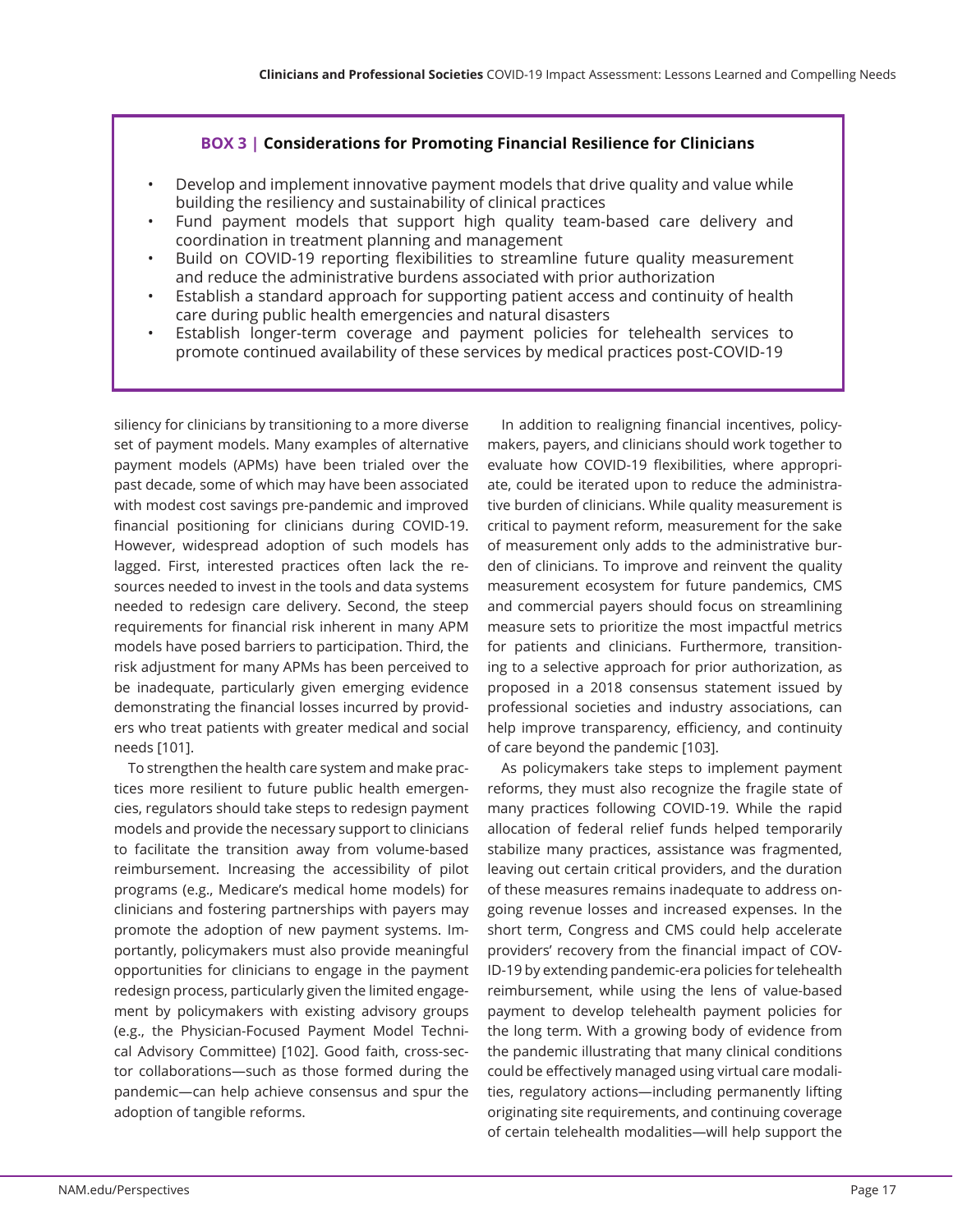**BOX 3 | Considerations for Promoting Financial Resilience for Clinicians**

- Develop and implement innovative payment models that drive quality and value while building the resiliency and sustainability of clinical practices
- Fund payment models that support high quality team-based care delivery and coordination in treatment planning and management
- Build on COVID-19 reporting flexibilities to streamline future quality measurement and reduce the administrative burdens associated with prior authorization
- Establish a standard approach for supporting patient access and continuity of health care during public health emergencies and natural disasters
- Establish longer-term coverage and payment policies for telehealth services to promote continued availability of these services by medical practices post-COVID-19

siliency for clinicians by transitioning to a more diverse set of payment models. Many examples of alternative payment models (APMs) have been trialed over the past decade, some of which may have been associated with modest cost savings pre-pandemic and improved financial positioning for clinicians during COVID-19. However, widespread adoption of such models has lagged. First, interested practices often lack the resources needed to invest in the tools and data systems needed to redesign care delivery. Second, the steep requirements for financial risk inherent in many APM models have posed barriers to participation. Third, the risk adjustment for many APMs has been perceived to be inadequate, particularly given emerging evidence demonstrating the financial losses incurred by providers who treat patients with greater medical and social needs [101].

To strengthen the health care system and make practices more resilient to future public health emergencies, regulators should take steps to redesign payment models and provide the necessary support to clinicians to facilitate the transition away from volume-based reimbursement. Increasing the accessibility of pilot programs (e.g., Medicare's medical home models) for clinicians and fostering partnerships with payers may promote the adoption of new payment systems. Importantly, policymakers must also provide meaningful opportunities for clinicians to engage in the payment redesign process, particularly given the limited engagement by policymakers with existing advisory groups (e.g., the Physician-Focused Payment Model Technical Advisory Committee) [102]. Good faith, cross-sector collaborations—such as those formed during the pandemic—can help achieve consensus and spur the adoption of tangible reforms.

In addition to realigning financial incentives, policymakers, payers, and clinicians should work together to evaluate how COVID-19 flexibilities, where appropriate, could be iterated upon to reduce the administrative burden of clinicians. While quality measurement is critical to payment reform, measurement for the sake of measurement only adds to the administrative burden of clinicians. To improve and reinvent the quality measurement ecosystem for future pandemics, CMS and commercial payers should focus on streamlining measure sets to prioritize the most impactful metrics for patients and clinicians. Furthermore, transitioning to a selective approach for prior authorization, as proposed in a 2018 consensus statement issued by professional societies and industry associations, can help improve transparency, efficiency, and continuity of care beyond the pandemic [103].

As policymakers take steps to implement payment reforms, they must also recognize the fragile state of many practices following COVID-19. While the rapid allocation of federal relief funds helped temporarily stabilize many practices, assistance was fragmented, leaving out certain critical providers, and the duration of these measures remains inadequate to address ongoing revenue losses and increased expenses. In the short term, Congress and CMS could help accelerate providers' recovery from the financial impact of COVID-19 by extending pandemic-era policies for telehealth reimbursement, while using the lens of value-based payment to develop telehealth payment policies for the long term. With a growing body of evidence from the pandemic illustrating that many clinical conditions could be effectively managed using virtual care modalities, regulatory actions—including permanently lifting originating site requirements, and continuing coverage of certain telehealth modalities—will help support the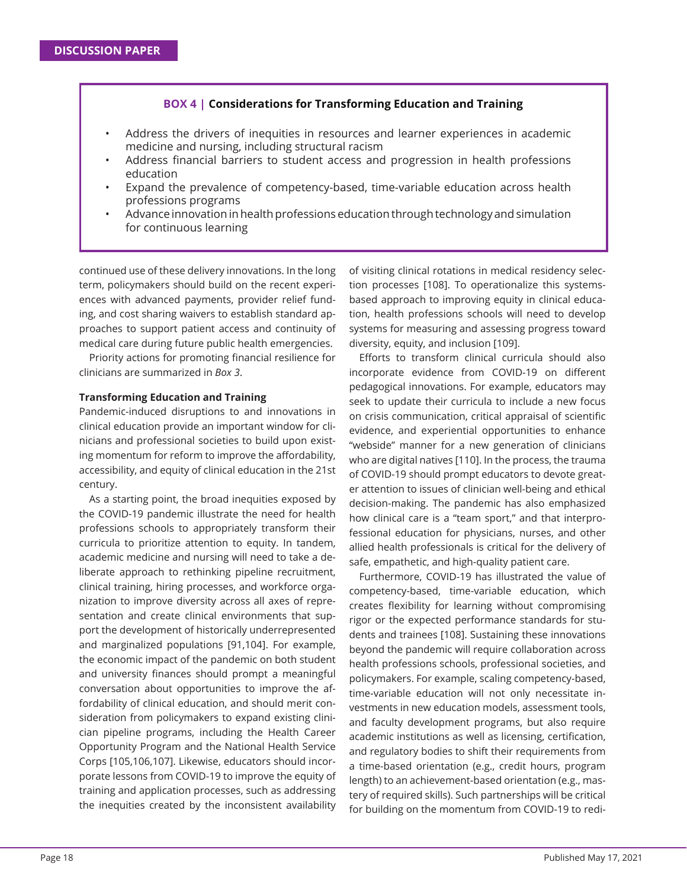**BOX 4 | Considerations for Transforming Education and Training**

- Address the drivers of inequities in resources and learner experiences in academic medicine and nursing, including structural racism
- Address financial barriers to student access and progression in health professions education
- Expand the prevalence of competency-based, time-variable education across health professions programs
- Advance innovation in health professions education through technology and simulation for continuous learning

continued use of these delivery innovations. In the long term, policymakers should build on the recent experiences with advanced payments, provider relief funding, and cost sharing waivers to establish standard approaches to support patient access and continuity of medical care during future public health emergencies.

Priority actions for promoting financial resilience for clinicians are summarized in *Box 3*.

### Transforming Education and Training

Pandemic-induced disruptions to and innovations in clinical education provide an important window for clinicians and professional societies to build upon existing momentum for reform to improve the affordability, accessibility, and equity of clinical education in the 21st century.

As a starting point, the broad inequities exposed by the COVID-19 pandemic illustrate the need for health professions schools to appropriately transform their curricula to prioritize attention to equity. In tandem, academic medicine and nursing will need to take a deliberate approach to rethinking pipeline recruitment, clinical training, hiring processes, and workforce organization to improve diversity across all axes of representation and create clinical environments that support the development of historically underrepresented and marginalized populations [91,104]. For example, the economic impact of the pandemic on both student and university finances should prompt a meaningful conversation about opportunities to improve the affordability of clinical education, and should merit consideration from policymakers to expand existing clinician pipeline programs, including the Health Career Opportunity Program and the National Health Service Corps [105,106,107]. Likewise, educators should incorporate lessons from COVID-19 to improve the equity of training and application processes, such as addressing the inequities created by the inconsistent availability of visiting clinical rotations in medical residency selection processes [108]. To operationalize this systems-based approach to improving equity in clinical education, health professions schools will need to develop systems for measuring and assessing progress toward diversity, equity, and inclusion [109].

Efforts to transform clinical curricula should also incorporate evidence from COVID-19 on different pedagogical innovations. For example, educators may seek to update their curricula to include a new focus on crisis communication, critical appraisal of scientific evidence, and experiential opportunities to enhance "webside" manner for a new generation of clinicians who are digital natives [110]. In the process, the trauma of COVID-19 should prompt educators to devote greater attention to issues of clinician well-being and ethical decision-making. The pandemic has also emphasized how clinical care is a "team sport," and that interprofessional education for physicians, nurses, and other allied health professionals is critical for the delivery of safe, empathetic, and high-quality patient care.

Furthermore, COVID-19 has illustrated the value of competency-based, time-variable education, which creates flexibility for learning without compromising rigor or the expected performance standards for students and trainees [108]. Sustaining these innovations beyond the pandemic will require collaboration across health professions schools, professional societies, and policymakers. For example, scaling competency-based, time-variable education will not only necessitate investments in new education models, assessment tools, and faculty development programs, but also require academic institutions as well as licensing, certification, and regulatory bodies to shift their requirements from a time-based orientation (e.g., credit hours, program length) to an achievement-based orientation (e.g., mastery of required skills). Such partnerships will be critical for building on the momentum from COVID-19 to redi-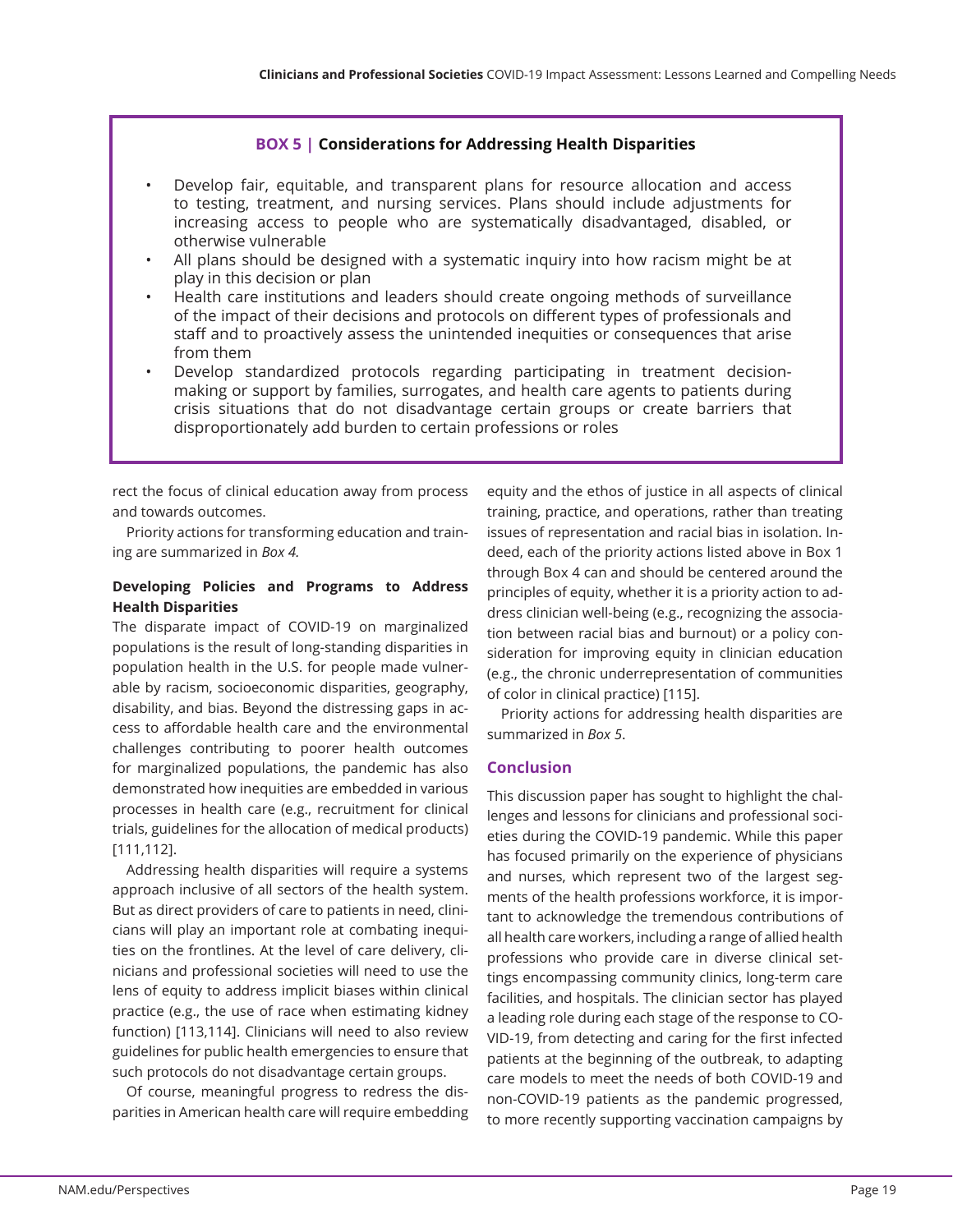**BOX 5 | Considerations for Addressing Health Disparities**

- Develop fair, equitable, and transparent plans for resource allocation and access to testing, treatment, and nursing services. Plans should include adjustments for increasing access to people who are systematically disadvantaged, disabled, or otherwise vulnerable
- All plans should be designed with a systematic inquiry into how racism might be at play in this decision or plan
- Health care institutions and leaders should create ongoing methods of surveillance of the impact of their decisions and protocols on different types of professionals and staff and to proactively assess the unintended inequities or consequences that arise from them
- Develop standardized protocols regarding participating in treatment decision-making or support by families, surrogates, and health care agents to patients during crisis situations that do not disadvantage certain groups or create barriers that disproportionately add burden to certain professions or roles

rect the focus of clinical education away from process and towards outcomes.

Priority actions for transforming education and training are summarized in *Box 4.*

### Developing Policies and Programs to Address Health Disparities

The disparate impact of COVID-19 on marginalized populations is the result of long-standing disparities in population health in the U.S. for people made vulnerable by racism, socioeconomic disparities, geography, disability, and bias. Beyond the distressing gaps in access to affordable health care and the environmental challenges contributing to poorer health outcomes for marginalized populations, the pandemic has also demonstrated how inequities are embedded in various processes in health care (e.g., recruitment for clinical trials, guidelines for the allocation of medical products) [111,112].

Addressing health disparities will require a systems approach inclusive of all sectors of the health system. But as direct providers of care to patients in need, clinicians will play an important role at combating inequities on the frontlines. At the level of care delivery, clinicians and professional societies will need to use the lens of equity to address implicit biases within clinical practice (e.g., the use of race when estimating kidney function) [113,114]. Clinicians will need to also review guidelines for public health emergencies to ensure that such protocols do not disadvantage certain groups.

Of course, meaningful progress to redress the disparities in American health care will require embedding equity and the ethos of justice in all aspects of clinical training, practice, and operations, rather than treating issues of representation and racial bias in isolation. Indeed, each of the priority actions listed above in Box 1 through Box 4 can and should be centered around the principles of equity, whether it is a priority action to address clinician well-being (e.g., recognizing the association between racial bias and burnout) or a policy consideration for improving equity in clinician education (e.g., the chronic underrepresentation of communities of color in clinical practice) [115].

Priority actions for addressing health disparities are summarized in *Box 5*.

## Conclusion

This discussion paper has sought to highlight the challenges and lessons for clinicians and professional societies during the COVID-19 pandemic. While this paper has focused primarily on the experience of physicians and nurses, which represent two of the largest segments of the health professions workforce, it is important to acknowledge the tremendous contributions of all health care workers, including a range of allied health professions who provide care in diverse clinical settings encompassing community clinics, long-term care facilities, and hospitals. The clinician sector has played a leading role during each stage of the response to COVID-19, from detecting and caring for the first infected patients at the beginning of the outbreak, to adapting care models to meet the needs of both COVID-19 and non-COVID-19 patients as the pandemic progressed, to more recently supporting vaccination campaigns by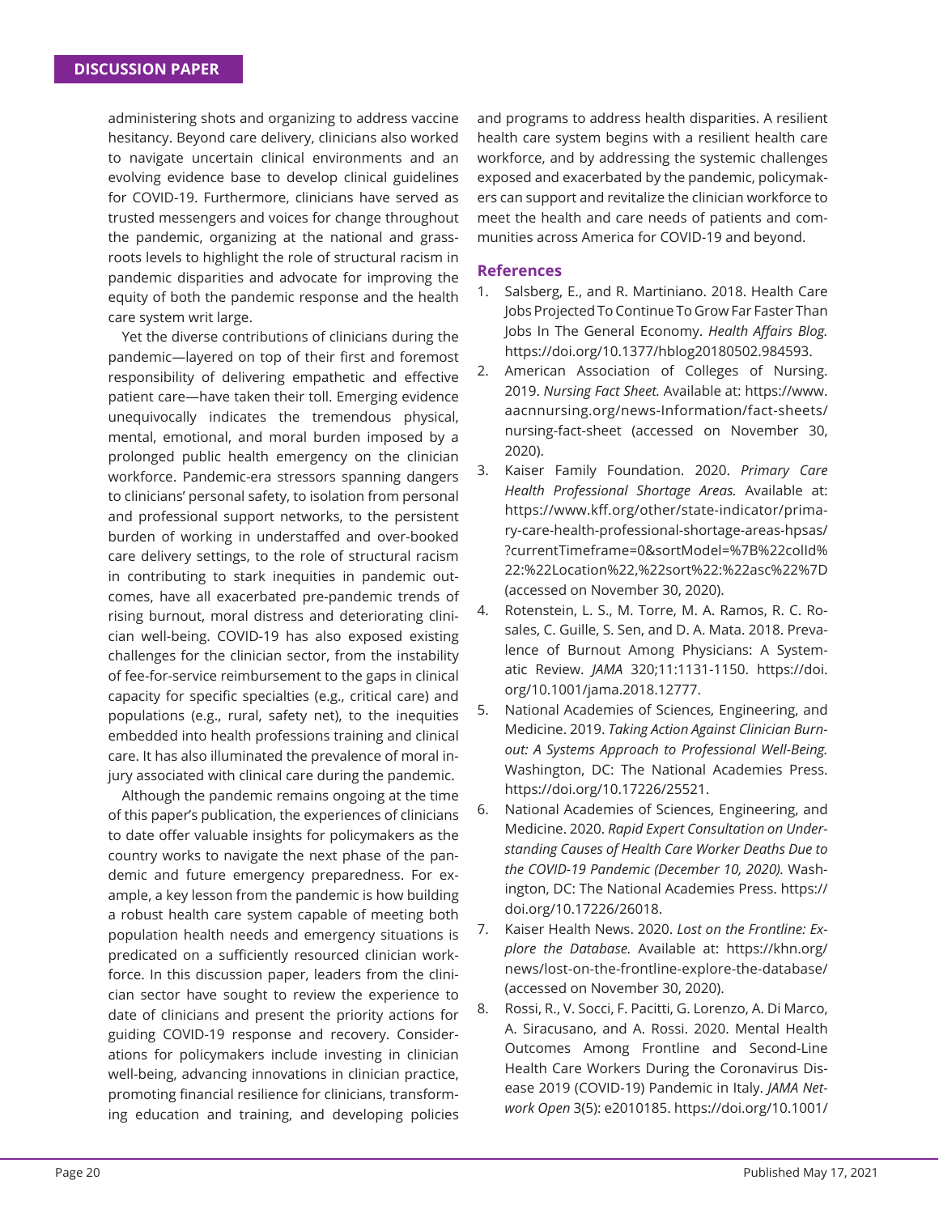administering shots and organizing to address vaccine hesitancy. Beyond care delivery, clinicians also worked to navigate uncertain clinical environments and an evolving evidence base to develop clinical guidelines for COVID-19. Furthermore, clinicians have served as trusted messengers and voices for change throughout the pandemic, organizing at the national and grassroots levels to highlight the role of structural racism in pandemic disparities and advocate for improving the equity of both the pandemic response and the health care system writ large.

Yet the diverse contributions of clinicians during the pandemic—layered on top of their first and foremost responsibility of delivering empathetic and effective patient care—have taken their toll. Emerging evidence unequivocally indicates the tremendous physical, mental, emotional, and moral burden imposed by a prolonged public health emergency on the clinician workforce. Pandemic-era stressors spanning dangers to clinicians' personal safety, to isolation from personal and professional support networks, to the persistent burden of working in understaffed and over-booked care delivery settings, to the role of structural racism in contributing to stark inequities in pandemic outcomes, have all exacerbated pre-pandemic trends of rising burnout, moral distress and deteriorating clinician well-being. COVID-19 has also exposed existing challenges for the clinician sector, from the instability of fee-for-service reimbursement to the gaps in clinical capacity for specific specialties (e.g., critical care) and populations (e.g., rural, safety net), to the inequities embedded into health professions training and clinical care. It has also illuminated the prevalence of moral injury associated with clinical care during the pandemic.

Although the pandemic remains ongoing at the time of this paper's publication, the experiences of clinicians to date offer valuable insights for policymakers as the country works to navigate the next phase of the pandemic and future emergency preparedness. For example, a key lesson from the pandemic is how building a robust health care system capable of meeting both population health needs and emergency situations is predicated on a sufficiently resourced clinician workforce. In this discussion paper, leaders from the clinician sector have sought to review the experience to date of clinicians and present the priority actions for guiding COVID-19 response and recovery. Considerations for policymakers include investing in clinician well-being, advancing innovations in clinician practice, promoting financial resilience for clinicians, transforming education and training, and developing policies and programs to address health disparities. A resilient health care system begins with a resilient health care workforce, and by addressing the systemic challenges exposed and exacerbated by the pandemic, policymakers can support and revitalize the clinician workforce to meet the health and care needs of patients and communities across America for COVID-19 and beyond.

## References

1. Salsberg, E., and R. Martiniano. 2018. Health Care Jobs Projected To Continue To Grow Far Faster Than Jobs In The General Economy. *Health Affairs Blog.* https://doi.org/10.1377/hblog20180502.984593.
2. American Association of Colleges of Nursing. 2019. *Nursing Fact Sheet.* Available at: https://www.aacnnursing.org/news-Information/fact-sheets/nursing-fact-sheet (accessed on November 30, 2020).
3. Kaiser Family Foundation. 2020. *Primary Care Health Professional Shortage Areas.* Available at: https://www.kff.org/other/state-indicator/primary-care-health-professional-shortage-areas-hpsas/?currentTimeframe=0&sortModel=%7B%22colId%22:%22Location%22,%22sort%22:%22asc%22%7D (accessed on November 30, 2020).
4. Rotenstein, L. S., M. Torre, M. A. Ramos, R. C. Rosales, C. Guille, S. Sen, and D. A. Mata. 2018. Prevalence of Burnout Among Physicians: A Systematic Review. *JAMA* 320;11:1131-1150. https://doi.org/10.1001/jama.2018.12777.
5. National Academies of Sciences, Engineering, and Medicine. 2019. *Taking Action Against Clinician Burnout: A Systems Approach to Professional Well-Being.* Washington, DC: The National Academies Press. https://doi.org/10.17226/25521.
6. National Academies of Sciences, Engineering, and Medicine. 2020. *Rapid Expert Consultation on Understanding Causes of Health Care Worker Deaths Due to the COVID-19 Pandemic (December 10, 2020).* Washington, DC: The National Academies Press. https://doi.org/10.17226/26018.
7. Kaiser Health News. 2020. *Lost on the Frontline: Explore the Database.* Available at: https://khn.org/news/lost-on-the-frontline-explore-the-database/ (accessed on November 30, 2020).
8. Rossi, R., V. Socci, F. Pacitti, G. Lorenzo, A. Di Marco, A. Siracusano, and A. Rossi. 2020. Mental Health Outcomes Among Frontline and Second-Line Health Care Workers During the Coronavirus Disease 2019 (COVID-19) Pandemic in Italy. *JAMA Network Open* 3(5): e2010185. https://doi.org/10.1001/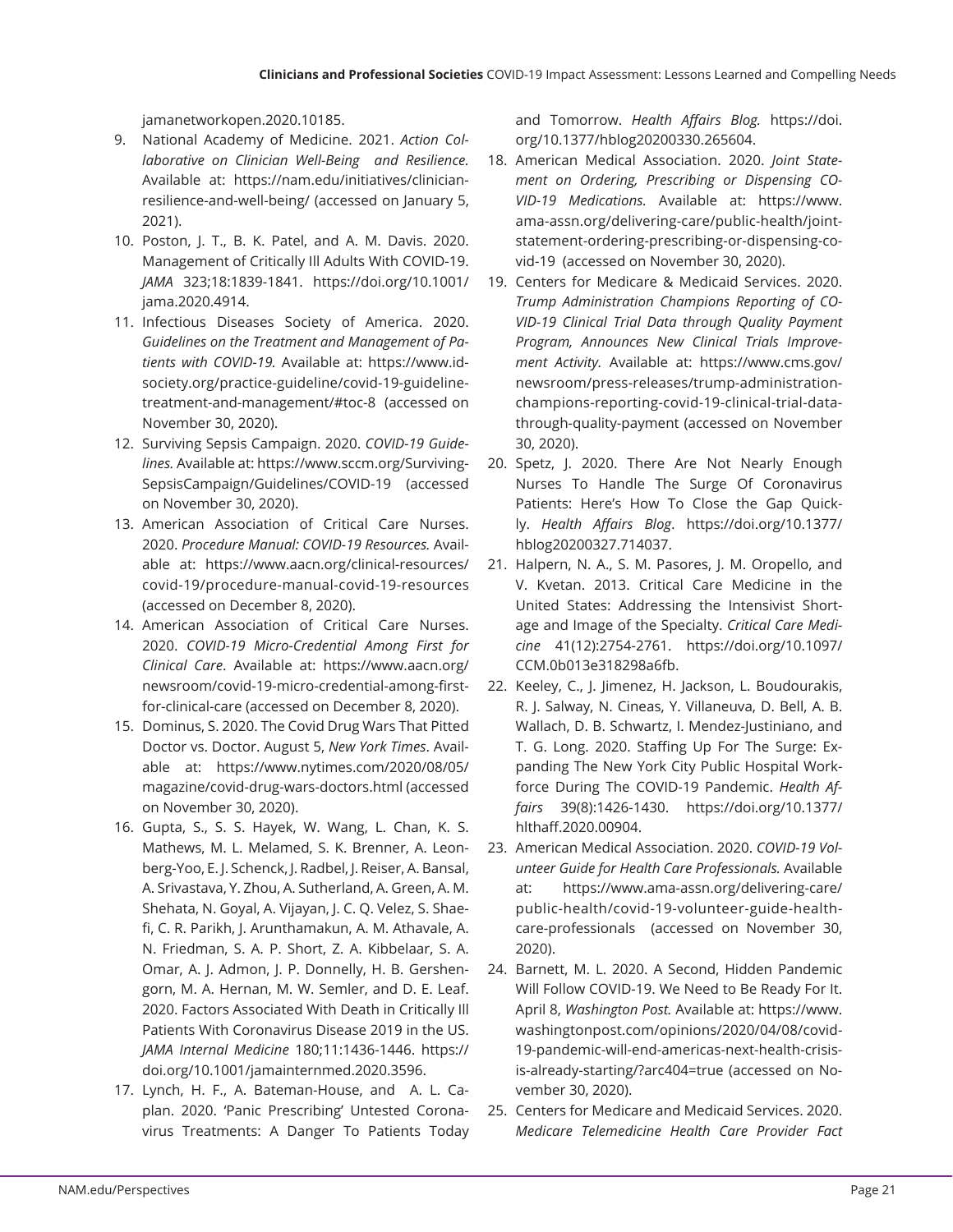jamanetworkopen.2020.10185.

9. National Academy of Medicine. 2021. *Action Collaborative on Clinician Well-Being and Resilience.* Available at: https://nam.edu/initiatives/clinician-resilience-and-well-being/ (accessed on January 5, 2021).
10. Poston, J. T., B. K. Patel, and A. M. Davis. 2020. Management of Critically Ill Adults With COVID-19. *JAMA* 323;18:1839-1841. https://doi.org/10.1001/jama.2020.4914.
11. Infectious Diseases Society of America. 2020. *Guidelines on the Treatment and Management of Patients with COVID-19.* Available at: https://www.idsociety.org/practice-guideline/covid-19-guideline-treatment-and-management/#toc-8 (accessed on November 30, 2020).
12. Surviving Sepsis Campaign. 2020. *COVID-19 Guidelines.* Available at: https://www.sccm.org/SurvivingSepsisCampaign/Guidelines/COVID-19 (accessed on November 30, 2020).
13. American Association of Critical Care Nurses. 2020. *Procedure Manual: COVID-19 Resources.* Available at: https://www.aacn.org/clinical-resources/covid-19/procedure-manual-covid-19-resources (accessed on December 8, 2020).
14. American Association of Critical Care Nurses. 2020. *COVID-19 Micro-Credential Among First for Clinical Care*. Available at: https://www.aacn.org/newsroom/covid-19-micro-credential-among-first-for-clinical-care (accessed on December 8, 2020).
15. Dominus, S. 2020. The Covid Drug Wars That Pitted Doctor vs. Doctor. August 5, *New York Times*. Available at: https://www.nytimes.com/2020/08/05/magazine/covid-drug-wars-doctors.html (accessed on November 30, 2020).
16. Gupta, S., S. S. Hayek, W. Wang, L. Chan, K. S. Mathews, M. L. Melamed, S. K. Brenner, A. Leonberg-Yoo, E. J. Schenck, J. Radbel, J. Reiser, A. Bansal, A. Srivastava, Y. Zhou, A. Sutherland, A. Green, A. M. Shehata, N. Goyal, A. Vijayan, J. C. Q. Velez, S. Shaefi, C. R. Parikh, J. Arunthamakun, A. M. Athavale, A. N. Friedman, S. A. P. Short, Z. A. Kibbelaar, S. A. Omar, A. J. Admon, J. P. Donnelly, H. B. Gershengorn, M. A. Hernan, M. W. Semler, and D. E. Leaf. 2020. Factors Associated With Death in Critically Ill Patients With Coronavirus Disease 2019 in the US. *JAMA Internal Medicine* 180;11:1436-1446. https://doi.org/10.1001/jamainternmed.2020.3596.
17. Lynch, H. F., A. Bateman-House, and A. L. Caplan. 2020. 'Panic Prescribing' Untested Coronavirus Treatments: A Danger To Patients Today and Tomorrow. *Health Affairs Blog.* https://doi.org/10.1377/hblog20200330.265604.
18. American Medical Association. 2020. *Joint Statement on Ordering, Prescribing or Dispensing COVID-19 Medications.* Available at: https://www.ama-assn.org/delivering-care/public-health/joint-statement-ordering-prescribing-or-dispensing-covid-19 (accessed on November 30, 2020).
19. Centers for Medicare & Medicaid Services. 2020. *Trump Administration Champions Reporting of COVID-19 Clinical Trial Data through Quality Payment Program, Announces New Clinical Trials Improvement Activity.* Available at: https://www.cms.gov/newsroom/press-releases/trump-administration-champions-reporting-covid-19-clinical-trial-data-through-quality-payment (accessed on November 30, 2020).
20. Spetz, J. 2020. There Are Not Nearly Enough Nurses To Handle The Surge Of Coronavirus Patients: Here's How To Close the Gap Quickly. *Health Affairs Blog*. https://doi.org/10.1377/hblog20200327.714037.
21. Halpern, N. A., S. M. Pasores, J. M. Oropello, and V. Kvetan. 2013. Critical Care Medicine in the United States: Addressing the Intensivist Shortage and Image of the Specialty. *Critical Care Medicine* 41(12):2754-2761. https://doi.org/10.1097/CCM.0b013e318298a6fb.
22. Keeley, C., J. Jimenez, H. Jackson, L. Boudourakis, R. J. Salway, N. Cineas, Y. Villaneuva, D. Bell, A. B. Wallach, D. B. Schwartz, I. Mendez-Justiniano, and T. G. Long. 2020. Staffing Up For The Surge: Expanding The New York City Public Hospital Workforce During The COVID-19 Pandemic. *Health Affairs* 39(8):1426-1430. https://doi.org/10.1377/hlthaff.2020.00904.
23. American Medical Association. 2020. *COVID-19 Volunteer Guide for Health Care Professionals.* Available at: https://www.ama-assn.org/delivering-care/public-health/covid-19-volunteer-guide-health-care-professionals (accessed on November 30, 2020).
24. Barnett, M. L. 2020. A Second, Hidden Pandemic Will Follow COVID-19. We Need to Be Ready For It. April 8, *Washington Post.* Available at: https://www.washingtonpost.com/opinions/2020/04/08/covid-19-pandemic-will-end-americas-next-health-crisis-is-already-starting/?arc404=true (accessed on November 30, 2020).
25. Centers for Medicare and Medicaid Services. 2020. *Medicare Telemedicine Health Care Provider Fact*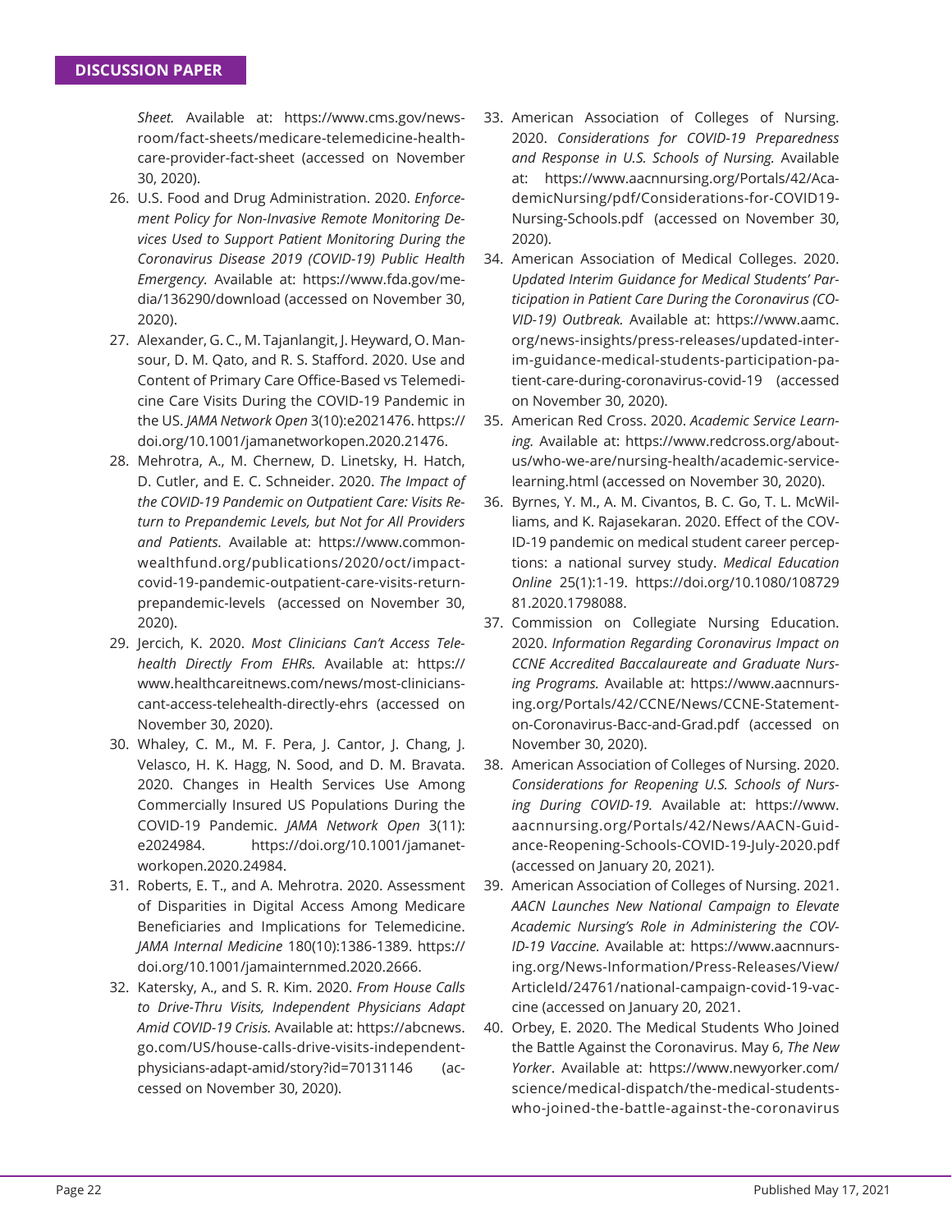*Sheet.* Available at: https://www.cms.gov/newsroom/fact-sheets/medicare-telemedicine-health-care-provider-fact-sheet (accessed on November 30, 2020).

26. U.S. Food and Drug Administration. 2020. *Enforcement Policy for Non-Invasive Remote Monitoring Devices Used to Support Patient Monitoring During the Coronavirus Disease 2019 (COVID-19) Public Health Emergency.* Available at: https://www.fda.gov/media/136290/download (accessed on November 30, 2020).
27. Alexander, G. C., M. Tajanlangit, J. Heyward, O. Mansour, D. M. Qato, and R. S. Stafford. 2020. Use and Content of Primary Care Office-Based vs Telemedicine Care Visits During the COVID-19 Pandemic in the US. *JAMA Network Open* 3(10):e2021476. https://doi.org/10.1001/jamanetworkopen.2020.21476.
28. Mehrotra, A., M. Chernew, D. Linetsky, H. Hatch, D. Cutler, and E. C. Schneider. 2020. *The Impact of the COVID-19 Pandemic on Outpatient Care: Visits Return to Prepandemic Levels, but Not for All Providers and Patients.* Available at: https://www.commonwealthfund.org/publications/2020/oct/impact-covid-19-pandemic-outpatient-care-visits-return-prepandemic-levels (accessed on November 30, 2020).
29. Jercich, K. 2020. *Most Clinicians Can't Access Telehealth Directly From EHRs.* Available at: https://www.healthcareitnews.com/news/most-clinicians-cant-access-telehealth-directly-ehrs (accessed on November 30, 2020).
30. Whaley, C. M., M. F. Pera, J. Cantor, J. Chang, J. Velasco, H. K. Hagg, N. Sood, and D. M. Bravata. 2020. Changes in Health Services Use Among Commercially Insured US Populations During the COVID-19 Pandemic. *JAMA Network Open* 3(11): e2024984. https://doi.org/10.1001/jamanetworkopen.2020.24984.
31. Roberts, E. T., and A. Mehrotra. 2020. Assessment of Disparities in Digital Access Among Medicare Beneficiaries and Implications for Telemedicine. *JAMA Internal Medicine* 180(10):1386-1389. https://doi.org/10.1001/jamainternmed.2020.2666.
32. Katersky, A., and S. R. Kim. 2020. *From House Calls to Drive-Thru Visits, Independent Physicians Adapt Amid COVID-19 Crisis.* Available at: https://abcnews.go.com/US/house-calls-drive-visits-independent-physicians-adapt-amid/story?id=70131146 (accessed on November 30, 2020).
33. American Association of Colleges of Nursing. 2020. *Considerations for COVID-19 Preparedness and Response in U.S. Schools of Nursing.* Available at: https://www.aacnnursing.org/Portals/42/AcademicNursing/pdf/Considerations-for-COVID19-Nursing-Schools.pdf (accessed on November 30, 2020).
34. American Association of Medical Colleges. 2020. *Updated Interim Guidance for Medical Students' Participation in Patient Care During the Coronavirus (COVID-19) Outbreak.* Available at: https://www.aamc.org/news-insights/press-releases/updated-interim-guidance-medical-students-participation-patient-care-during-coronavirus-covid-19 (accessed on November 30, 2020).
35. American Red Cross. 2020. *Academic Service Learning.* Available at: https://www.redcross.org/about-us/who-we-are/nursing-health/academic-service-learning.html (accessed on November 30, 2020).
36. Byrnes, Y. M., A. M. Civantos, B. C. Go, T. L. McWilliams, and K. Rajasekaran. 2020. Effect of the COVID-19 pandemic on medical student career perceptions: a national survey study. *Medical Education Online* 25(1):1-19. https://doi.org/10.1080/10872981.2020.1798088.
37. Commission on Collegiate Nursing Education. 2020. *Information Regarding Coronavirus Impact on CCNE Accredited Baccalaureate and Graduate Nursing Programs.* Available at: https://www.aacnnursing.org/Portals/42/CCNE/News/CCNE-Statement-on-Coronavirus-Bacc-and-Grad.pdf (accessed on November 30, 2020).
38. American Association of Colleges of Nursing. 2020. *Considerations for Reopening U.S. Schools of Nursing During COVID-19.* Available at: https://www.aacnnursing.org/Portals/42/News/AACN-Guidance-Reopening-Schools-COVID-19-July-2020.pdf (accessed on January 20, 2021).
39. American Association of Colleges of Nursing. 2021. *AACN Launches New National Campaign to Elevate Academic Nursing's Role in Administering the COVID-19 Vaccine.* Available at: https://www.aacnnursing.org/News-Information/Press-Releases/View/ArticleId/24761/national-campaign-covid-19-vaccine (accessed on January 20, 2021.
40. Orbey, E. 2020. The Medical Students Who Joined the Battle Against the Coronavirus. May 6, *The New Yorker*. Available at: https://www.newyorker.com/science/medical-dispatch/the-medical-students-who-joined-the-battle-against-the-coronavirus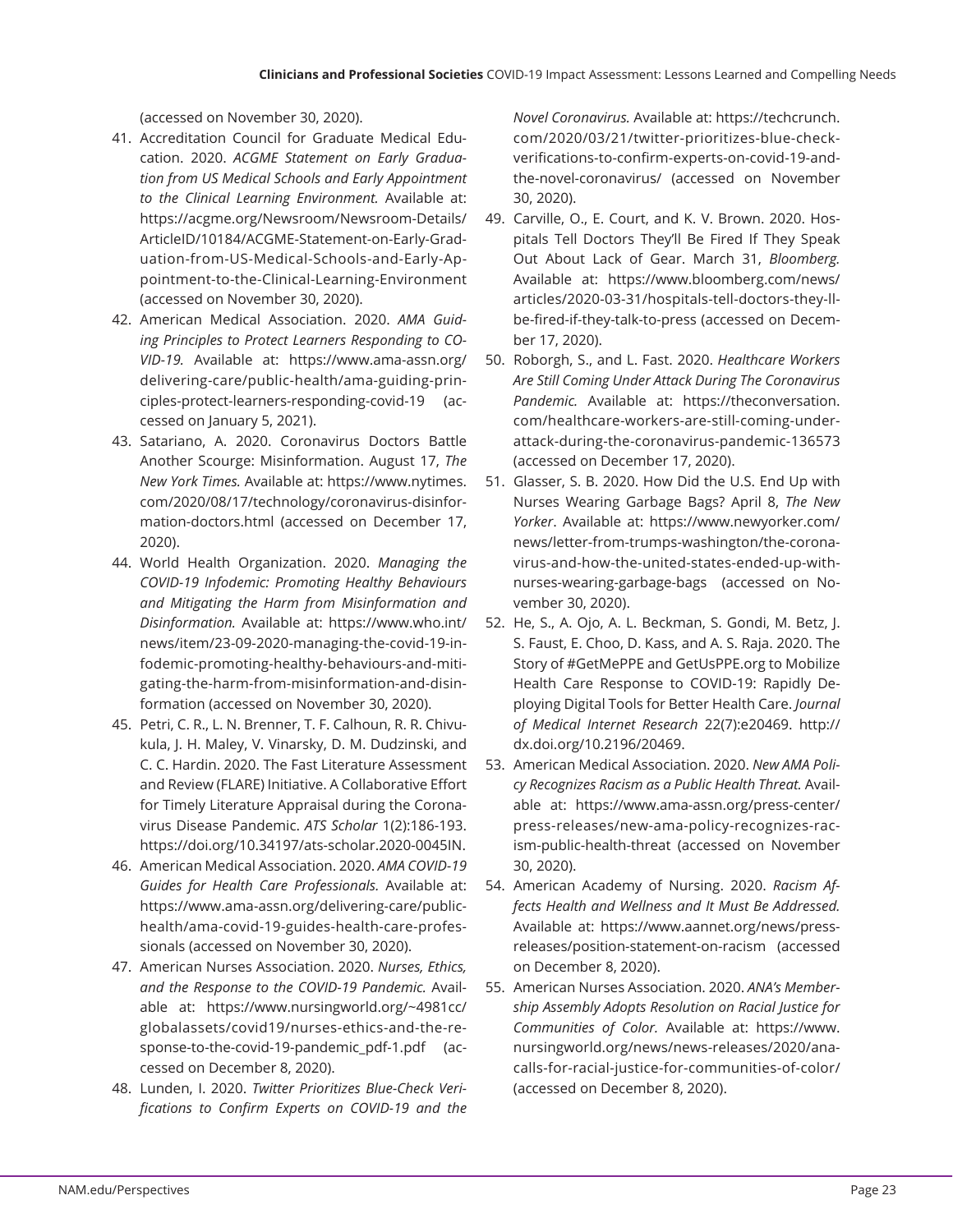(accessed on November 30, 2020).

41. Accreditation Council for Graduate Medical Education. 2020. *ACGME Statement on Early Graduation from US Medical Schools and Early Appointment to the Clinical Learning Environment.* Available at: https://acgme.org/Newsroom/Newsroom-Details/ArticleID/10184/ACGME-Statement-on-Early-Graduation-from-US-Medical-Schools-and-Early-Appointment-to-the-Clinical-Learning-Environment (accessed on November 30, 2020).
42. American Medical Association. 2020. *AMA Guiding Principles to Protect Learners Responding to COVID-19.* Available at: https://www.ama-assn.org/delivering-care/public-health/ama-guiding-principles-protect-learners-responding-covid-19 (accessed on January 5, 2021).
43. Satariano, A. 2020. Coronavirus Doctors Battle Another Scourge: Misinformation. August 17, *The New York Times.* Available at: https://www.nytimes.com/2020/08/17/technology/coronavirus-disinformation-doctors.html (accessed on December 17, 2020).
44. World Health Organization. 2020. *Managing the COVID-19 Infodemic: Promoting Healthy Behaviours and Mitigating the Harm from Misinformation and Disinformation.* Available at: https://www.who.int/news/item/23-09-2020-managing-the-covid-19-infodemic-promoting-healthy-behaviours-and-mitigating-the-harm-from-misinformation-and-disinformation (accessed on November 30, 2020).
45. Petri, C. R., L. N. Brenner, T. F. Calhoun, R. R. Chivukula, J. H. Maley, V. Vinarsky, D. M. Dudzinski, and C. C. Hardin. 2020. The Fast Literature Assessment and Review (FLARE) Initiative. A Collaborative Effort for Timely Literature Appraisal during the Coronavirus Disease Pandemic. *ATS Scholar* 1(2):186-193. https://doi.org/10.34197/ats-scholar.2020-0045IN.
46. American Medical Association. 2020. *AMA COVID-19 Guides for Health Care Professionals.* Available at: https://www.ama-assn.org/delivering-care/public-health/ama-covid-19-guides-health-care-professionals (accessed on November 30, 2020).
47. American Nurses Association. 2020. *Nurses, Ethics, and the Response to the COVID-19 Pandemic.* Available at: https://www.nursingworld.org/~4981cc/globalassets/covid19/nurses-ethics-and-the-response-to-the-covid-19-pandemic_pdf-1.pdf (accessed on December 8, 2020).
48. Lunden, I. 2020. *Twitter Prioritizes Blue-Check Verifications to Confirm Experts on COVID-19 and the Novel Coronavirus.* Available at: https://techcrunch.com/2020/03/21/twitter-prioritizes-blue-check-verifications-to-confirm-experts-on-covid-19-and-the-novel-coronavirus/ (accessed on November 30, 2020).
49. Carville, O., E. Court, and K. V. Brown. 2020. Hospitals Tell Doctors They'll Be Fired If They Speak Out About Lack of Gear. March 31, *Bloomberg.* Available at: https://www.bloomberg.com/news/articles/2020-03-31/hospitals-tell-doctors-they-ll-be-fired-if-they-talk-to-press (accessed on December 17, 2020).
50. Roborgh, S., and L. Fast. 2020. *Healthcare Workers Are Still Coming Under Attack During The Coronavirus Pandemic.* Available at: https://theconversation.com/healthcare-workers-are-still-coming-under-attack-during-the-coronavirus-pandemic-136573 (accessed on December 17, 2020).
51. Glasser, S. B. 2020. How Did the U.S. End Up with Nurses Wearing Garbage Bags? April 8, *The New Yorker*. Available at: https://www.newyorker.com/news/letter-from-trumps-washington/the-coronavirus-and-how-the-united-states-ended-up-with-nurses-wearing-garbage-bags (accessed on November 30, 2020).
52. He, S., A. Ojo, A. L. Beckman, S. Gondi, M. Betz, J. S. Faust, E. Choo, D. Kass, and A. S. Raja. 2020. The Story of #GetMePPE and GetUsPPE.org to Mobilize Health Care Response to COVID-19: Rapidly Deploying Digital Tools for Better Health Care. *Journal of Medical Internet Research* 22(7):e20469. http://dx.doi.org/10.2196/20469.
53. American Medical Association. 2020. *New AMA Policy Recognizes Racism as a Public Health Threat.* Available at: https://www.ama-assn.org/press-center/press-releases/new-ama-policy-recognizes-racism-public-health-threat (accessed on November 30, 2020).
54. American Academy of Nursing. 2020. *Racism Affects Health and Wellness and It Must Be Addressed.* Available at: https://www.aannet.org/news/press-releases/position-statement-on-racism (accessed on December 8, 2020).
55. American Nurses Association. 2020. *ANA's Membership Assembly Adopts Resolution on Racial Justice for Communities of Color.* Available at: https://www.nursingworld.org/news/news-releases/2020/ana-calls-for-racial-justice-for-communities-of-color/ (accessed on December 8, 2020).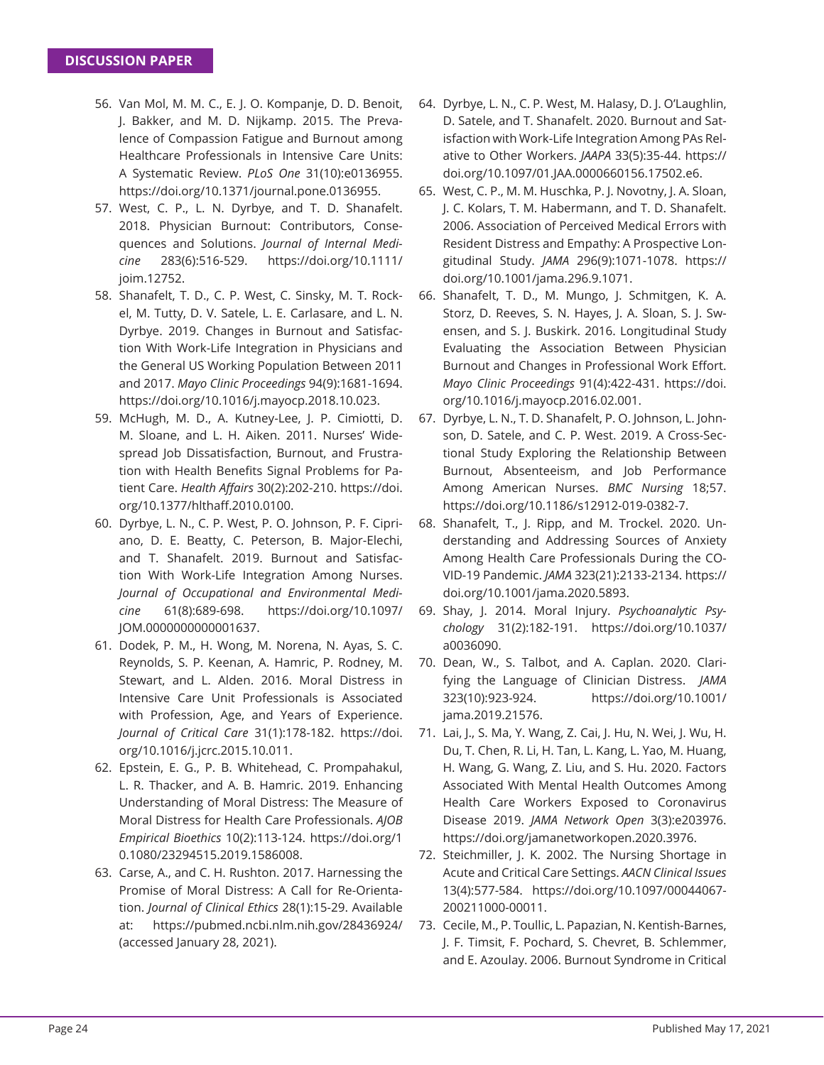56. Van Mol, M. M. C., E. J. O. Kompanje, D. D. Benoit, J. Bakker, and M. D. Nijkamp. 2015. The Prevalence of Compassion Fatigue and Burnout among Healthcare Professionals in Intensive Care Units: A Systematic Review. *PLoS One* 31(10):e0136955. https://doi.org/10.1371/journal.pone.0136955.
57. West, C. P., L. N. Dyrbye, and T. D. Shanafelt. 2018. Physician Burnout: Contributors, Consequences and Solutions. *Journal of Internal Medicine* 283(6):516-529. https://doi.org/10.1111/joim.12752.
58. Shanafelt, T. D., C. P. West, C. Sinsky, M. T. Rockel, M. Tutty, D. V. Satele, L. E. Carlasare, and L. N. Dyrbye. 2019. Changes in Burnout and Satisfaction With Work-Life Integration in Physicians and the General US Working Population Between 2011 and 2017. *Mayo Clinic Proceedings* 94(9):1681-1694. https://doi.org/10.1016/j.mayocp.2018.10.023.
59. McHugh, M. D., A. Kutney-Lee, J. P. Cimiotti, D. M. Sloane, and L. H. Aiken. 2011. Nurses' Widespread Job Dissatisfaction, Burnout, and Frustration with Health Benefits Signal Problems for Patient Care. *Health Affairs* 30(2):202-210. https://doi.org/10.1377/hlthaff.2010.0100.
60. Dyrbye, L. N., C. P. West, P. O. Johnson, P. F. Cipriano, D. E. Beatty, C. Peterson, B. Major-Elechi, and T. Shanafelt. 2019. Burnout and Satisfaction With Work-Life Integration Among Nurses. *Journal of Occupational and Environmental Medicine* 61(8):689-698. https://doi.org/10.1097/JOM.0000000000001637.
61. Dodek, P. M., H. Wong, M. Norena, N. Ayas, S. C. Reynolds, S. P. Keenan, A. Hamric, P. Rodney, M. Stewart, and L. Alden. 2016. Moral Distress in Intensive Care Unit Professionals is Associated with Profession, Age, and Years of Experience. *Journal of Critical Care* 31(1):178-182. https://doi.org/10.1016/j.jcrc.2015.10.011.
62. Epstein, E. G., P. B. Whitehead, C. Prompahakul, L. R. Thacker, and A. B. Hamric. 2019. Enhancing Understanding of Moral Distress: The Measure of Moral Distress for Health Care Professionals. *AJOB Empirical Bioethics* 10(2):113-124. https://doi.org/10.1080/23294515.2019.1586008.
63. Carse, A., and C. H. Rushton. 2017. Harnessing the Promise of Moral Distress: A Call for Re-Orientation. *Journal of Clinical Ethics* 28(1):15-29. Available at: https://pubmed.ncbi.nlm.nih.gov/28436924/ (accessed January 28, 2021).
64. Dyrbye, L. N., C. P. West, M. Halasy, D. J. O'Laughlin, D. Satele, and T. Shanafelt. 2020. Burnout and Satisfaction with Work-Life Integration Among PAs Relative to Other Workers. *JAAPA* 33(5):35-44. https://doi.org/10.1097/01.JAA.0000660156.17502.e6.
65. West, C. P., M. M. Huschka, P. J. Novotny, J. A. Sloan, J. C. Kolars, T. M. Habermann, and T. D. Shanafelt. 2006. Association of Perceived Medical Errors with Resident Distress and Empathy: A Prospective Longitudinal Study. *JAMA* 296(9):1071-1078. https://doi.org/10.1001/jama.296.9.1071.
66. Shanafelt, T. D., M. Mungo, J. Schmitgen, K. A. Storz, D. Reeves, S. N. Hayes, J. A. Sloan, S. J. Swensen, and S. J. Buskirk. 2016. Longitudinal Study Evaluating the Association Between Physician Burnout and Changes in Professional Work Effort. *Mayo Clinic Proceedings* 91(4):422-431. https://doi.org/10.1016/j.mayocp.2016.02.001.
67. Dyrbye, L. N., T. D. Shanafelt, P. O. Johnson, L. Johnson, D. Satele, and C. P. West. 2019. A Cross-Sectional Study Exploring the Relationship Between Burnout, Absenteeism, and Job Performance Among American Nurses. *BMC Nursing* 18;57. https://doi.org/10.1186/s12912-019-0382-7.
68. Shanafelt, T., J. Ripp, and M. Trockel. 2020. Understanding and Addressing Sources of Anxiety Among Health Care Professionals During the COVID-19 Pandemic. *JAMA* 323(21):2133-2134. https://doi.org/10.1001/jama.2020.5893.
69. Shay, J. 2014. Moral Injury. *Psychoanalytic Psychology* 31(2):182-191. https://doi.org/10.1037/a0036090.
70. Dean, W., S. Talbot, and A. Caplan. 2020. Clarifying the Language of Clinician Distress. *JAMA* 323(10):923-924. https://doi.org/10.1001/jama.2019.21576.
71. Lai, J., S. Ma, Y. Wang, Z. Cai, J. Hu, N. Wei, J. Wu, H. Du, T. Chen, R. Li, H. Tan, L. Kang, L. Yao, M. Huang, H. Wang, G. Wang, Z. Liu, and S. Hu. 2020. Factors Associated With Mental Health Outcomes Among Health Care Workers Exposed to Coronavirus Disease 2019. *JAMA Network Open* 3(3):e203976. https://doi.org/jamanetworkopen.2020.3976.
72. Steichmiller, J. K. 2002. The Nursing Shortage in Acute and Critical Care Settings. *AACN Clinical Issues* 13(4):577-584. https://doi.org/10.1097/00044067-200211000-00011.
73. Cecile, M., P. Toullic, L. Papazian, N. Kentish-Barnes, J. F. Timsit, F. Pochard, S. Chevret, B. Schlemmer, and E. Azoulay. 2006. Burnout Syndrome in Critical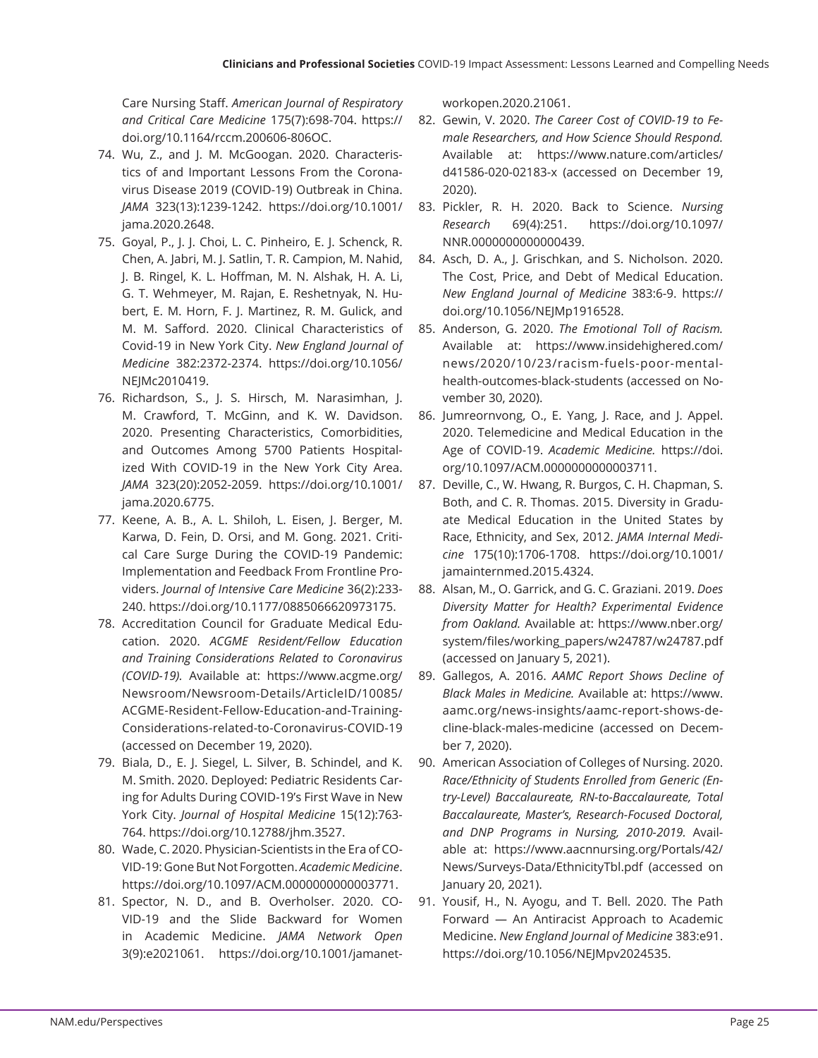Care Nursing Staff. *American Journal of Respiratory and Critical Care Medicine* 175(7):698-704. https://doi.org/10.1164/rccm.200606-806OC.

74. Wu, Z., and J. M. McGoogan. 2020. Characteristics of and Important Lessons From the Coronavirus Disease 2019 (COVID-19) Outbreak in China. *JAMA* 323(13):1239-1242. https://doi.org/10.1001/jama.2020.2648.
75. Goyal, P., J. J. Choi, L. C. Pinheiro, E. J. Schenck, R. Chen, A. Jabri, M. J. Satlin, T. R. Campion, M. Nahid, J. B. Ringel, K. L. Hoffman, M. N. Alshak, H. A. Li, G. T. Wehmeyer, M. Rajan, E. Reshetnyak, N. Hubert, E. M. Horn, F. J. Martinez, R. M. Gulick, and M. M. Safford. 2020. Clinical Characteristics of Covid-19 in New York City. *New England Journal of Medicine* 382:2372-2374. https://doi.org/10.1056/NEJMc2010419.
76. Richardson, S., J. S. Hirsch, M. Narasimhan, J. M. Crawford, T. McGinn, and K. W. Davidson. 2020. Presenting Characteristics, Comorbidities, and Outcomes Among 5700 Patients Hospitalized With COVID-19 in the New York City Area. *JAMA* 323(20):2052-2059. https://doi.org/10.1001/jama.2020.6775.
77. Keene, A. B., A. L. Shiloh, L. Eisen, J. Berger, M. Karwa, D. Fein, D. Orsi, and M. Gong. 2021. Critical Care Surge During the COVID-19 Pandemic: Implementation and Feedback From Frontline Providers. *Journal of Intensive Care Medicine* 36(2):233-240. https://doi.org/10.1177/0885066620973175.
78. Accreditation Council for Graduate Medical Education. 2020. *ACGME Resident/Fellow Education and Training Considerations Related to Coronavirus (COVID-19).* Available at: https://www.acgme.org/Newsroom/Newsroom-Details/ArticleID/10085/ACGME-Resident-Fellow-Education-and-Training-Considerations-related-to-Coronavirus-COVID-19 (accessed on December 19, 2020).
79. Biala, D., E. J. Siegel, L. Silver, B. Schindel, and K. M. Smith. 2020. Deployed: Pediatric Residents Caring for Adults During COVID-19's First Wave in New York City. *Journal of Hospital Medicine* 15(12):763-764. https://doi.org/10.12788/jhm.3527.
80. Wade, C. 2020. Physician-Scientists in the Era of COVID-19: Gone But Not Forgotten. *Academic Medicine*. https://doi.org/10.1097/ACM.0000000000003771.
81. Spector, N. D., and B. Overholser. 2020. COVID-19 and the Slide Backward for Women in Academic Medicine. *JAMA Network Open* 3(9):e2021061. https://doi.org/10.1001/jamanetworkopen.2020.21061.
82. Gewin, V. 2020. *The Career Cost of COVID-19 to Female Researchers, and How Science Should Respond.* Available at: https://www.nature.com/articles/d41586-020-02183-x (accessed on December 19, 2020).
83. Pickler, R. H. 2020. Back to Science. *Nursing Research* 69(4):251. https://doi.org/10.1097/NNR.0000000000000439.
84. Asch, D. A., J. Grischkan, and S. Nicholson. 2020. The Cost, Price, and Debt of Medical Education. *New England Journal of Medicine* 383:6-9. https://doi.org/10.1056/NEJMp1916528.
85. Anderson, G. 2020. *The Emotional Toll of Racism.* Available at: https://www.insidehighered.com/news/2020/10/23/racism-fuels-poor-mental-health-outcomes-black-students (accessed on November 30, 2020).
86. Jumreornvong, O., E. Yang, J. Race, and J. Appel. 2020. Telemedicine and Medical Education in the Age of COVID-19. *Academic Medicine.* https://doi.org/10.1097/ACM.0000000000003711.
87. Deville, C., W. Hwang, R. Burgos, C. H. Chapman, S. Both, and C. R. Thomas. 2015. Diversity in Graduate Medical Education in the United States by Race, Ethnicity, and Sex, 2012. *JAMA Internal Medicine* 175(10):1706-1708. https://doi.org/10.1001/jamainternmed.2015.4324.
88. Alsan, M., O. Garrick, and G. C. Graziani. 2019. *Does Diversity Matter for Health? Experimental Evidence from Oakland.* Available at: https://www.nber.org/system/files/working_papers/w24787/w24787.pdf (accessed on January 5, 2021).
89. Gallegos, A. 2016. *AAMC Report Shows Decline of Black Males in Medicine.* Available at: https://www.aamc.org/news-insights/aamc-report-shows-decline-black-males-medicine (accessed on December 7, 2020).
90. American Association of Colleges of Nursing. 2020. *Race/Ethnicity of Students Enrolled from Generic (Entry-Level) Baccalaureate, RN-to-Baccalaureate, Total Baccalaureate, Master's, Research-Focused Doctoral, and DNP Programs in Nursing, 2010-2019.* Available at: https://www.aacnnursing.org/Portals/42/News/Surveys-Data/EthnicityTbl.pdf (accessed on January 20, 2021).
91. Yousif, H., N. Ayogu, and T. Bell. 2020. The Path Forward — An Antiracist Approach to Academic Medicine. *New England Journal of Medicine* 383:e91. https://doi.org/10.1056/NEJMpv2024535.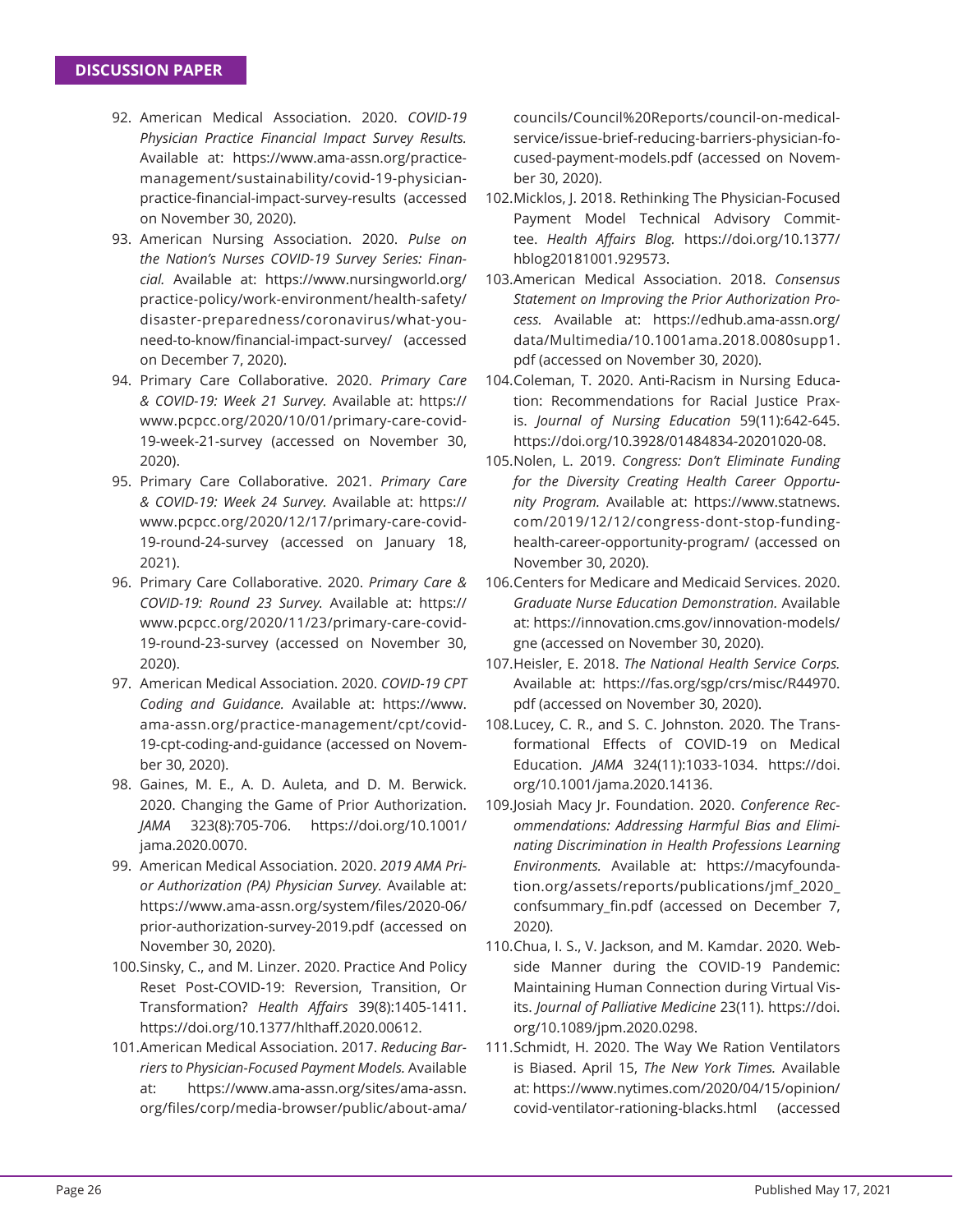92. American Medical Association. 2020. *COVID-19 Physician Practice Financial Impact Survey Results.* Available at: https://www.ama-assn.org/practice-management/sustainability/covid-19-physician-practice-financial-impact-survey-results (accessed on November 30, 2020).
93. American Nursing Association. 2020. *Pulse on the Nation's Nurses COVID-19 Survey Series: Financial.* Available at: https://www.nursingworld.org/practice-policy/work-environment/health-safety/disaster-preparedness/coronavirus/what-you-need-to-know/financial-impact-survey/ (accessed on December 7, 2020).
94. Primary Care Collaborative. 2020. *Primary Care & COVID-19: Week 21 Survey.* Available at: https://www.pcpcc.org/2020/10/01/primary-care-covid-19-week-21-survey (accessed on November 30, 2020).
95. Primary Care Collaborative. 2021. *Primary Care & COVID-19: Week 24 Survey.* Available at: https://www.pcpcc.org/2020/12/17/primary-care-covid-19-round-24-survey (accessed on January 18, 2021).
96. Primary Care Collaborative. 2020. *Primary Care & COVID-19: Round 23 Survey.* Available at: https://www.pcpcc.org/2020/11/23/primary-care-covid-19-round-23-survey (accessed on November 30, 2020).
97. American Medical Association. 2020. *COVID-19 CPT Coding and Guidance.* Available at: https://www.ama-assn.org/practice-management/cpt/covid-19-cpt-coding-and-guidance (accessed on November 30, 2020).
98. Gaines, M. E., A. D. Auleta, and D. M. Berwick. 2020. Changing the Game of Prior Authorization. *JAMA* 323(8):705-706. https://doi.org/10.1001/jama.2020.0070.
99. American Medical Association. 2020. *2019 AMA Prior Authorization (PA) Physician Survey.* Available at: https://www.ama-assn.org/system/files/2020-06/prior-authorization-survey-2019.pdf (accessed on November 30, 2020).
100. Sinsky, C., and M. Linzer. 2020. Practice And Policy Reset Post-COVID-19: Reversion, Transition, Or Transformation? *Health Affairs* 39(8):1405-1411. https://doi.org/10.1377/hlthaff.2020.00612.
101. American Medical Association. 2017. *Reducing Barriers to Physician-Focused Payment Models.* Available at: https://www.ama-assn.org/sites/ama-assn.org/files/corp/media-browser/public/about-ama/councils/Council%20Reports/council-on-medical-service/issue-brief-reducing-barriers-physician-focused-payment-models.pdf (accessed on November 30, 2020).
102. Micklos, J. 2018. Rethinking The Physician-Focused Payment Model Technical Advisory Committee. *Health Affairs Blog.* https://doi.org/10.1377/hblog20181001.929573.
103. American Medical Association. 2018. *Consensus Statement on Improving the Prior Authorization Process.* Available at: https://edhub.ama-assn.org/data/Multimedia/10.1001ama.2018.0080supp1.pdf (accessed on November 30, 2020).
104. Coleman, T. 2020. Anti-Racism in Nursing Education: Recommendations for Racial Justice Praxis. *Journal of Nursing Education* 59(11):642-645. https://doi.org/10.3928/01484834-20201020-08.
105. Nolen, L. 2019. *Congress: Don't Eliminate Funding for the Diversity Creating Health Career Opportunity Program.* Available at: https://www.statnews.com/2019/12/12/congress-dont-stop-funding-health-career-opportunity-program/ (accessed on November 30, 2020).
106. Centers for Medicare and Medicaid Services. 2020. *Graduate Nurse Education Demonstration.* Available at: https://innovation.cms.gov/innovation-models/gne (accessed on November 30, 2020).
107. Heisler, E. 2018. *The National Health Service Corps.* Available at: https://fas.org/sgp/crs/misc/R44970.pdf (accessed on November 30, 2020).
108. Lucey, C. R., and S. C. Johnston. 2020. The Transformational Effects of COVID-19 on Medical Education. *JAMA* 324(11):1033-1034. https://doi.org/10.1001/jama.2020.14136.
109. Josiah Macy Jr. Foundation. 2020. *Conference Recommendations: Addressing Harmful Bias and Eliminating Discrimination in Health Professions Learning Environments.* Available at: https://macyfoundation.org/assets/reports/publications/jmf_2020_confsummary_fin.pdf (accessed on December 7, 2020).
110. Chua, I. S., V. Jackson, and M. Kamdar. 2020. Webside Manner during the COVID-19 Pandemic: Maintaining Human Connection during Virtual Visits. *Journal of Palliative Medicine* 23(11). https://doi.org/10.1089/jpm.2020.0298.
111. Schmidt, H. 2020. The Way We Ration Ventilators is Biased. April 15, *The New York Times.* Available at: https://www.nytimes.com/2020/04/15/opinion/covid-ventilator-rationing-blacks.html (accessed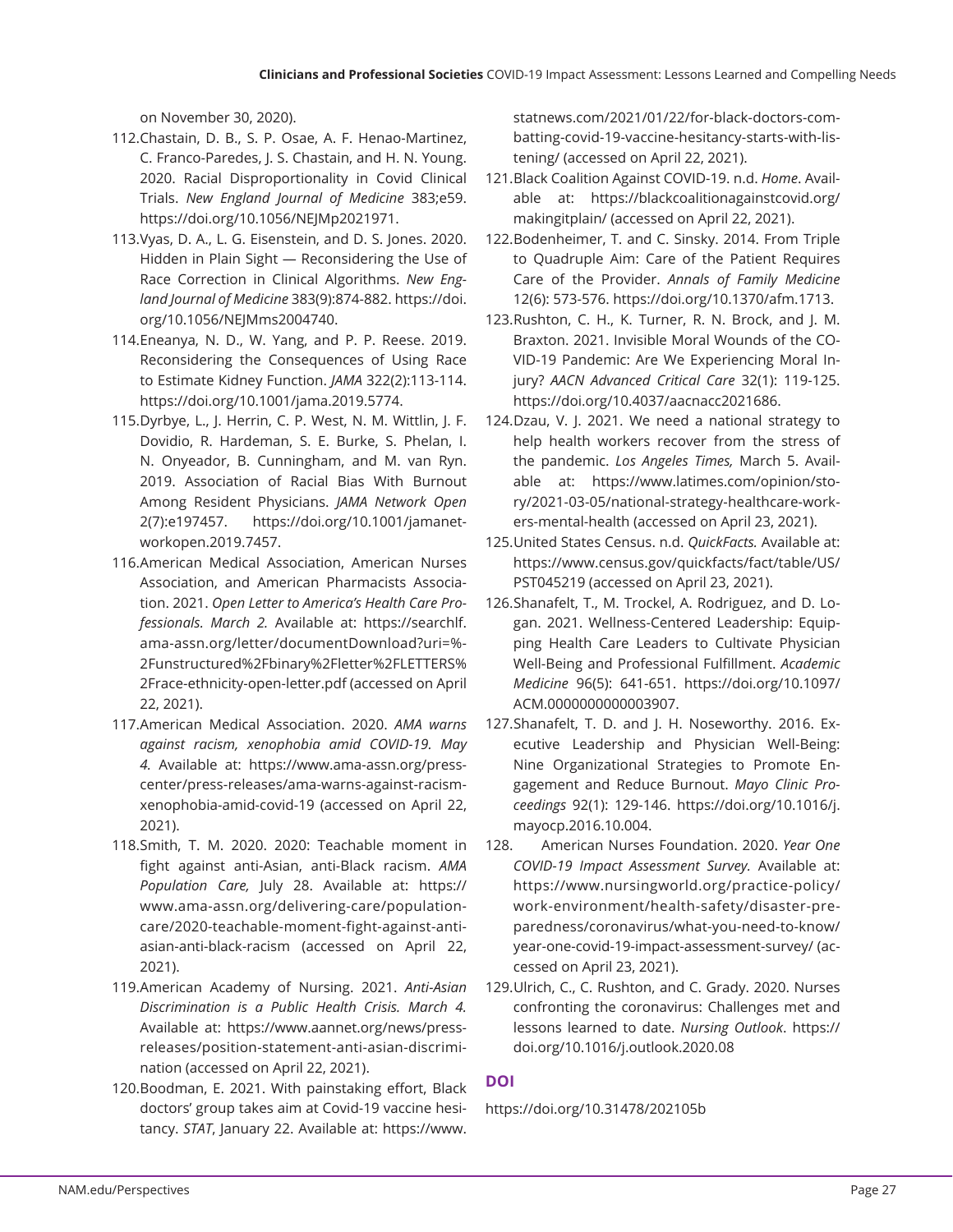on November 30, 2020).

112. Chastain, D. B., S. P. Osae, A. F. Henao-Martinez, C. Franco-Paredes, J. S. Chastain, and H. N. Young. 2020. Racial Disproportionality in Covid Clinical Trials. *New England Journal of Medicine* 383;e59. https://doi.org/10.1056/NEJMp2021971.
113. Vyas, D. A., L. G. Eisenstein, and D. S. Jones. 2020. Hidden in Plain Sight — Reconsidering the Use of Race Correction in Clinical Algorithms. *New England Journal of Medicine* 383(9):874-882. https://doi.org/10.1056/NEJMms2004740.
114. Eneanya, N. D., W. Yang, and P. P. Reese. 2019. Reconsidering the Consequences of Using Race to Estimate Kidney Function. *JAMA* 322(2):113-114. https://doi.org/10.1001/jama.2019.5774.
115. Dyrbye, L., J. Herrin, C. P. West, N. M. Wittlin, J. F. Dovidio, R. Hardeman, S. E. Burke, S. Phelan, I. N. Onyeador, B. Cunningham, and M. van Ryn. 2019. Association of Racial Bias With Burnout Among Resident Physicians. *JAMA Network Open* 2(7):e197457. https://doi.org/10.1001/jamanetworkopen.2019.7457.
116. American Medical Association, American Nurses Association, and American Pharmacists Association. 2021. *Open Letter to America's Health Care Professionals. March 2.* Available at: https://searchlf.ama-assn.org/letter/documentDownload?uri=%2Funstructured%2Fbinary%2Fletter%2FLETTERS%2Frace-ethnicity-open-letter.pdf (accessed on April 22, 2021).
117. American Medical Association. 2020. *AMA warns against racism, xenophobia amid COVID-19. May 4.* Available at: https://www.ama-assn.org/press-center/press-releases/ama-warns-against-racism-xenophobia-amid-covid-19 (accessed on April 22, 2021).
118. Smith, T. M. 2020. 2020: Teachable moment in fight against anti-Asian, anti-Black racism. *AMA Population Care,* July 28. Available at: https://www.ama-assn.org/delivering-care/population-care/2020-teachable-moment-fight-against-anti-asian-anti-black-racism (accessed on April 22, 2021).
119. American Academy of Nursing. 2021. *Anti-Asian Discrimination is a Public Health Crisis. March 4.* Available at: https://www.aannet.org/news/press-releases/position-statement-anti-asian-discrimination (accessed on April 22, 2021).
120. Boodman, E. 2021. With painstaking effort, Black doctors' group takes aim at Covid-19 vaccine hesitancy. *STAT*, January 22. Available at: https://www.statnews.com/2021/01/22/for-black-doctors-combatting-covid-19-vaccine-hesitancy-starts-with-listening/ (accessed on April 22, 2021).
121. Black Coalition Against COVID-19. n.d. *Home*. Available at: https://blackcoalitionagainstcovid.org/makingitplain/ (accessed on April 22, 2021).
122. Bodenheimer, T. and C. Sinsky. 2014. From Triple to Quadruple Aim: Care of the Patient Requires Care of the Provider. *Annals of Family Medicine* 12(6): 573-576. https://doi.org/10.1370/afm.1713.
123. Rushton, C. H., K. Turner, R. N. Brock, and J. M. Braxton. 2021. Invisible Moral Wounds of the COVID-19 Pandemic: Are We Experiencing Moral Injury? *AACN Advanced Critical Care* 32(1): 119-125. https://doi.org/10.4037/aacnacc2021686.
124. Dzau, V. J. 2021. We need a national strategy to help health workers recover from the stress of the pandemic. *Los Angeles Times,* March 5. Available at: https://www.latimes.com/opinion/story/2021-03-05/national-strategy-healthcare-workers-mental-health (accessed on April 23, 2021).
125. United States Census. n.d. *QuickFacts.* Available at: https://www.census.gov/quickfacts/fact/table/US/PST045219 (accessed on April 23, 2021).
126. Shanafelt, T., M. Trockel, A. Rodriguez, and D. Logan. 2021. Wellness-Centered Leadership: Equipping Health Care Leaders to Cultivate Physician Well-Being and Professional Fulfillment. *Academic Medicine* 96(5): 641-651. https://doi.org/10.1097/ACM.0000000000003907.
127. Shanafelt, T. D. and J. H. Noseworthy. 2016. Executive Leadership and Physician Well-Being: Nine Organizational Strategies to Promote Engagement and Reduce Burnout. *Mayo Clinic Proceedings* 92(1): 129-146. https://doi.org/10.1016/j.mayocp.2016.10.004.
128. American Nurses Foundation. 2020. *Year One COVID-19 Impact Assessment Survey.* Available at: https://www.nursingworld.org/practice-policy/work-environment/health-safety/disaster-preparedness/coronavirus/what-you-need-to-know/year-one-covid-19-impact-assessment-survey/ (accessed on April 23, 2021).
129. Ulrich, C., C. Rushton, and C. Grady. 2020. Nurses confronting the coronavirus: Challenges met and lessons learned to date. *Nursing Outlook*. https://doi.org/10.1016/j.outlook.2020.08

## DOI

https://doi.org/10.31478/202105b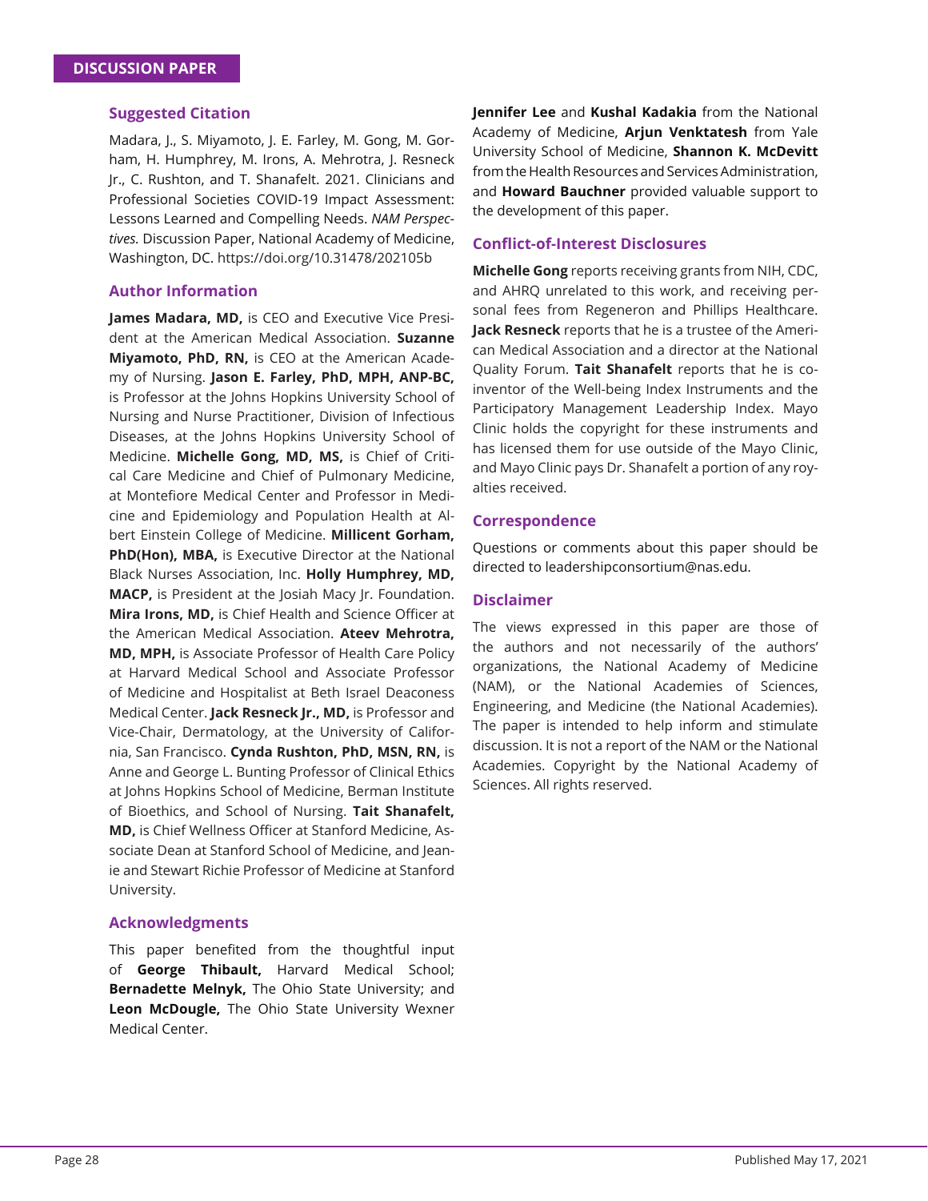## Suggested Citation

Madara, J., S. Miyamoto, J. E. Farley, M. Gong, M. Gorham, H. Humphrey, M. Irons, A. Mehrotra, J. Resneck Jr., C. Rushton, and T. Shanafelt. 2021. Clinicians and Professional Societies COVID-19 Impact Assessment: Lessons Learned and Compelling Needs. *NAM Perspectives.* Discussion Paper, National Academy of Medicine, Washington, DC. https://doi.org/10.31478/202105b

## Author Information

**James Madara, MD,** is CEO and Executive Vice President at the American Medical Association. **Suzanne Miyamoto, PhD, RN,** is CEO at the American Academy of Nursing. **Jason E. Farley, PhD, MPH, ANP-BC,** is Professor at the Johns Hopkins University School of Nursing and Nurse Practitioner, Division of Infectious Diseases, at the Johns Hopkins University School of Medicine. **Michelle Gong, MD, MS,** is Chief of Critical Care Medicine and Chief of Pulmonary Medicine, at Montefiore Medical Center and Professor in Medicine and Epidemiology and Population Health at Albert Einstein College of Medicine. **Millicent Gorham, PhD(Hon), MBA,** is Executive Director at the National Black Nurses Association, Inc. **Holly Humphrey, MD, MACP,** is President at the Josiah Macy Jr. Foundation. **Mira Irons, MD,** is Chief Health and Science Officer at the American Medical Association. **Ateev Mehrotra, MD, MPH,** is Associate Professor of Health Care Policy at Harvard Medical School and Associate Professor of Medicine and Hospitalist at Beth Israel Deaconess Medical Center. **Jack Resneck Jr., MD,** is Professor and Vice-Chair, Dermatology, at the University of California, San Francisco. **Cynda Rushton, PhD, MSN, RN,** is Anne and George L. Bunting Professor of Clinical Ethics at Johns Hopkins School of Medicine, Berman Institute of Bioethics, and School of Nursing. **Tait Shanafelt, MD,** is Chief Wellness Officer at Stanford Medicine, Associate Dean at Stanford School of Medicine, and Jeanie and Stewart Richie Professor of Medicine at Stanford University.

## Acknowledgments

This paper benefited from the thoughtful input of **George Thibault,** Harvard Medical School; **Bernadette Melnyk,** The Ohio State University; and **Leon McDougle,** The Ohio State University Wexner Medical Center.

**Jennifer Lee** and **Kushal Kadakia** from the National Academy of Medicine, **Arjun Venktatesh** from Yale University School of Medicine, **Shannon K. McDevitt** from the Health Resources and Services Administration, and **Howard Bauchner** provided valuable support to the development of this paper.

## Conflict-of-Interest Disclosures

**Michelle Gong** reports receiving grants from NIH, CDC, and AHRQ unrelated to this work, and receiving personal fees from Regeneron and Phillips Healthcare. **Jack Resneck** reports that he is a trustee of the American Medical Association and a director at the National Quality Forum. **Tait Shanafelt** reports that he is co-inventor of the Well-being Index Instruments and the Participatory Management Leadership Index. Mayo Clinic holds the copyright for these instruments and has licensed them for use outside of the Mayo Clinic, and Mayo Clinic pays Dr. Shanafelt a portion of any royalties received.

## Correspondence

Questions or comments about this paper should be directed to leadershipconsortium@nas.edu.

## Disclaimer

The views expressed in this paper are those of the authors and not necessarily of the authors' organizations, the National Academy of Medicine (NAM), or the National Academies of Sciences, Engineering, and Medicine (the National Academies). The paper is intended to help inform and stimulate discussion. It is not a report of the NAM or the National Academies. Copyright by the National Academy of Sciences. All rights reserved.